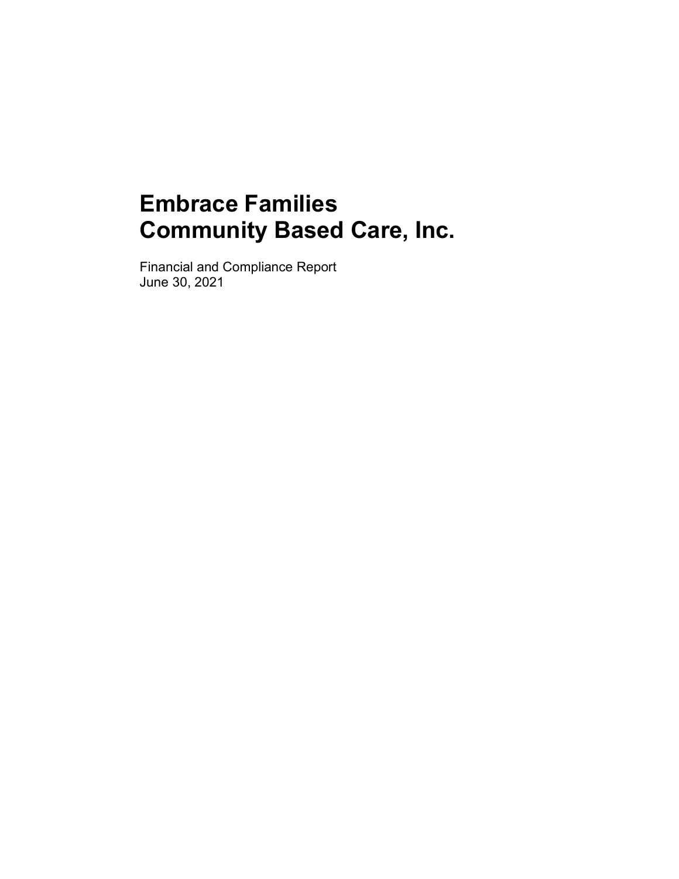# Embrace Families
# Community Based Care, Inc.

Financial and Compliance Report
June 30, 2021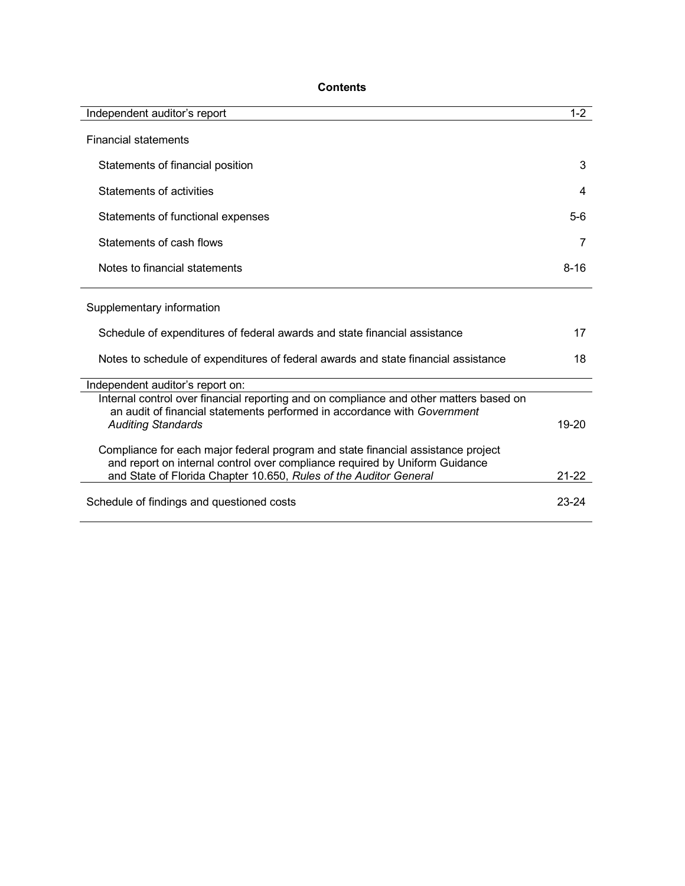# Contents

| | |
|---|---|
| Independent auditor's report | 1-2 |
| **Financial statements** | |
| Statements of financial position | 3 |
| Statements of activities | 4 |
| Statements of functional expenses | 5-6 |
| Statements of cash flows | 7 |
| Notes to financial statements | 8-16 |
| **Supplementary information** | |
| Schedule of expenditures of federal awards and state financial assistance | 17 |
| Notes to schedule of expenditures of federal awards and state financial assistance | 18 |
| **Independent auditor's report on:** | |
| Internal control over financial reporting and on compliance and other matters based on an audit of financial statements performed in accordance with *Government Auditing Standards* | 19-20 |
| Compliance for each major federal program and state financial assistance project and report on internal control over compliance required by Uniform Guidance and State of Florida Chapter 10.650, *Rules of the Auditor General* | 21-22 |
| Schedule of findings and questioned costs | 23-24 |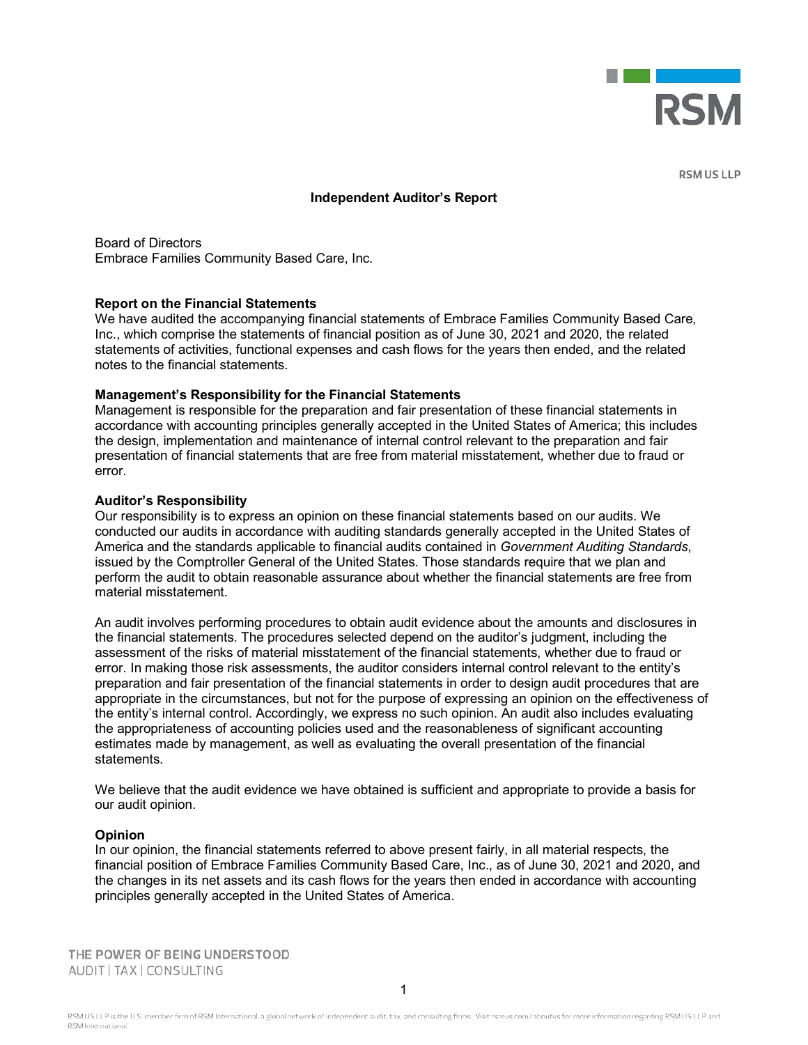RSM US LLP

# Independent Auditor's Report

Board of Directors
Embrace Families Community Based Care, Inc.

**Report on the Financial Statements**
We have audited the accompanying financial statements of Embrace Families Community Based Care, Inc., which comprise the statements of financial position as of June 30, 2021 and 2020, the related statements of activities, functional expenses and cash flows for the years then ended, and the related notes to the financial statements.

**Management's Responsibility for the Financial Statements**
Management is responsible for the preparation and fair presentation of these financial statements in accordance with accounting principles generally accepted in the United States of America; this includes the design, implementation and maintenance of internal control relevant to the preparation and fair presentation of financial statements that are free from material misstatement, whether due to fraud or error.

**Auditor's Responsibility**
Our responsibility is to express an opinion on these financial statements based on our audits. We conducted our audits in accordance with auditing standards generally accepted in the United States of America and the standards applicable to financial audits contained in *Government Auditing Standards*, issued by the Comptroller General of the United States. Those standards require that we plan and perform the audit to obtain reasonable assurance about whether the financial statements are free from material misstatement.

An audit involves performing procedures to obtain audit evidence about the amounts and disclosures in the financial statements. The procedures selected depend on the auditor's judgment, including the assessment of the risks of material misstatement of the financial statements, whether due to fraud or error. In making those risk assessments, the auditor considers internal control relevant to the entity's preparation and fair presentation of the financial statements in order to design audit procedures that are appropriate in the circumstances, but not for the purpose of expressing an opinion on the effectiveness of the entity's internal control. Accordingly, we express no such opinion. An audit also includes evaluating the appropriateness of accounting policies used and the reasonableness of significant accounting estimates made by management, as well as evaluating the overall presentation of the financial statements.

We believe that the audit evidence we have obtained is sufficient and appropriate to provide a basis for our audit opinion.

**Opinion**
In our opinion, the financial statements referred to above present fairly, in all material respects, the financial position of Embrace Families Community Based Care, Inc., as of June 30, 2021 and 2020, and the changes in its net assets and its cash flows for the years then ended in accordance with accounting principles generally accepted in the United States of America.

THE POWER OF BEING UNDERSTOOD
AUDIT | TAX | CONSULTING

RSM US LLP is the U.S. member firm of RSM International, a global network of independent audit, tax, and consulting firms. Visit rsmus.com/aboutus for more information regarding RSM US LLP and RSM International.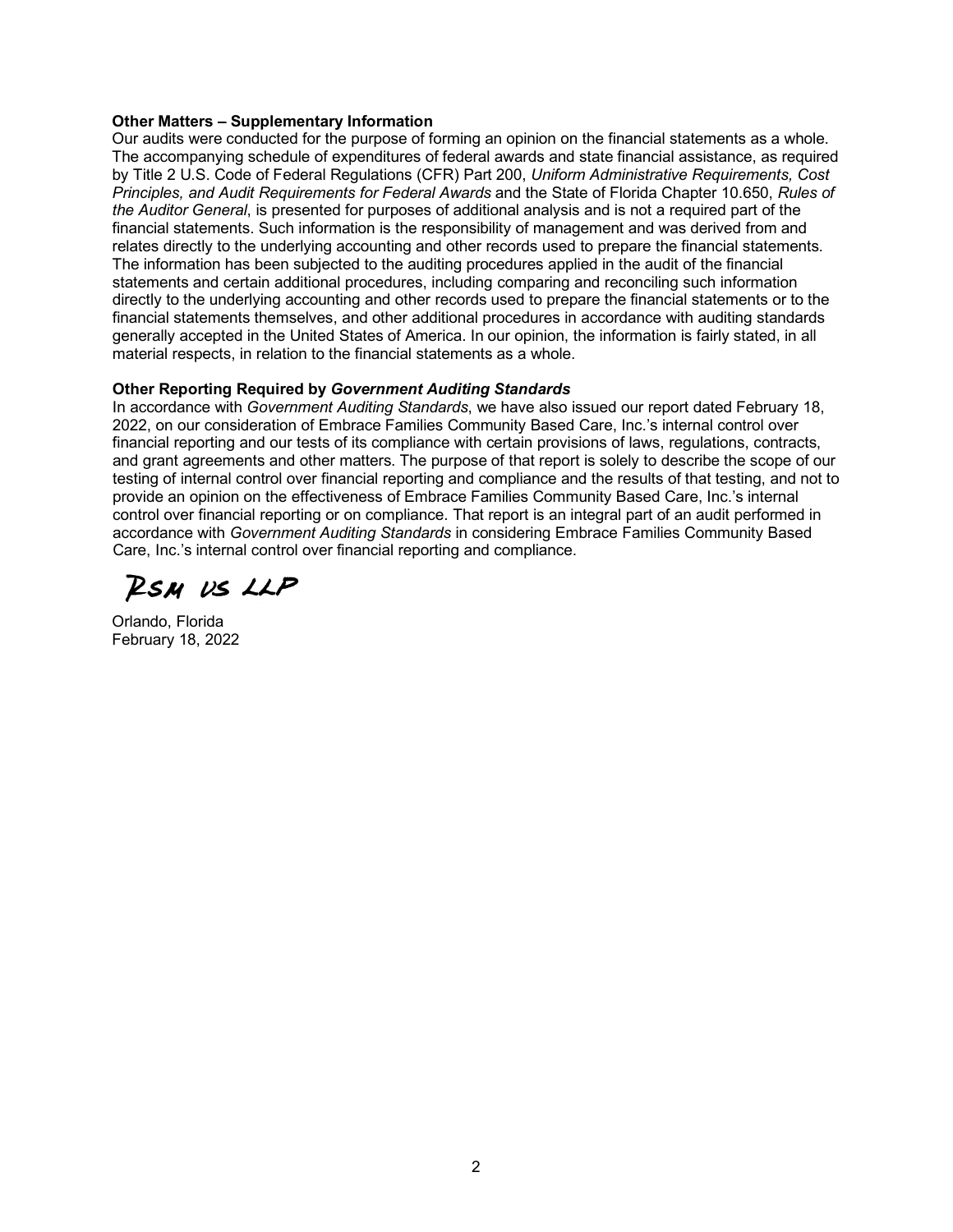**Other Matters – Supplementary Information**

Our audits were conducted for the purpose of forming an opinion on the financial statements as a whole. The accompanying schedule of expenditures of federal awards and state financial assistance, as required by Title 2 U.S. Code of Federal Regulations (CFR) Part 200, *Uniform Administrative Requirements, Cost Principles, and Audit Requirements for Federal Awards* and the State of Florida Chapter 10.650, *Rules of the Auditor General*, is presented for purposes of additional analysis and is not a required part of the financial statements. Such information is the responsibility of management and was derived from and relates directly to the underlying accounting and other records used to prepare the financial statements. The information has been subjected to the auditing procedures applied in the audit of the financial statements and certain additional procedures, including comparing and reconciling such information directly to the underlying accounting and other records used to prepare the financial statements or to the financial statements themselves, and other additional procedures in accordance with auditing standards generally accepted in the United States of America. In our opinion, the information is fairly stated, in all material respects, in relation to the financial statements as a whole.

**Other Reporting Required by *Government Auditing Standards***

In accordance with *Government Auditing Standards*, we have also issued our report dated February 18, 2022, on our consideration of Embrace Families Community Based Care, Inc.'s internal control over financial reporting and our tests of its compliance with certain provisions of laws, regulations, contracts, and grant agreements and other matters. The purpose of that report is solely to describe the scope of our testing of internal control over financial reporting and compliance and the results of that testing, and not to provide an opinion on the effectiveness of Embrace Families Community Based Care, Inc.'s internal control over financial reporting or on compliance. That report is an integral part of an audit performed in accordance with *Government Auditing Standards* in considering Embrace Families Community Based Care, Inc.'s internal control over financial reporting and compliance.

RSM US LLP

Orlando, Florida
February 18, 2022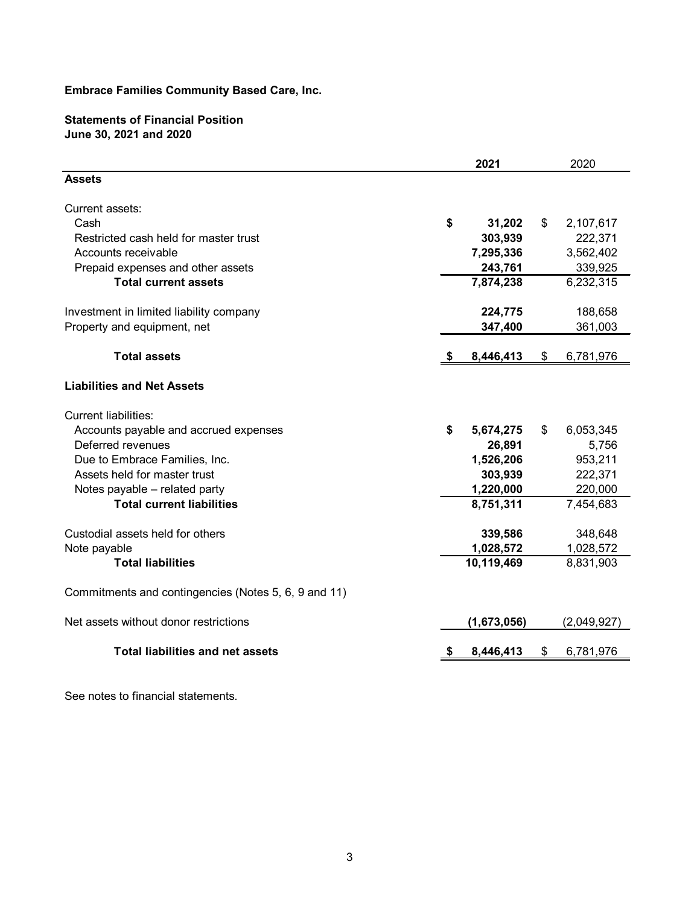**Embrace Families Community Based Care, Inc.**

**Statements of Financial Position**
**June 30, 2021 and 2020**

| | **2021** | 2020 |
|---|---|---|
| **Assets** | | |
| Current assets: | | |
| Cash | **$ 31,202** | $ 2,107,617 |
| Restricted cash held for master trust | **303,939** | 222,371 |
| Accounts receivable | **7,295,336** | 3,562,402 |
| Prepaid expenses and other assets | **243,761** | 339,925 |
| **Total current assets** | **7,874,238** | 6,232,315 |
| Investment in limited liability company | **224,775** | 188,658 |
| Property and equipment, net | **347,400** | 361,003 |
| **Total assets** | **$ 8,446,413** | $ 6,781,976 |
| **Liabilities and Net Assets** | | |
| Current liabilities: | | |
| Accounts payable and accrued expenses | **$ 5,674,275** | $ 6,053,345 |
| Deferred revenues | **26,891** | 5,756 |
| Due to Embrace Families, Inc. | **1,526,206** | 953,211 |
| Assets held for master trust | **303,939** | 222,371 |
| Notes payable – related party | **1,220,000** | 220,000 |
| **Total current liabilities** | **8,751,311** | 7,454,683 |
| Custodial assets held for others | **339,586** | 348,648 |
| Note payable | **1,028,572** | 1,028,572 |
| **Total liabilities** | **10,119,469** | 8,831,903 |
| Commitments and contingencies (Notes 5, 6, 9 and 11) | | |
| Net assets without donor restrictions | **(1,673,056)** | (2,049,927) |
| **Total liabilities and net assets** | **$ 8,446,413** | $ 6,781,976 |

See notes to financial statements.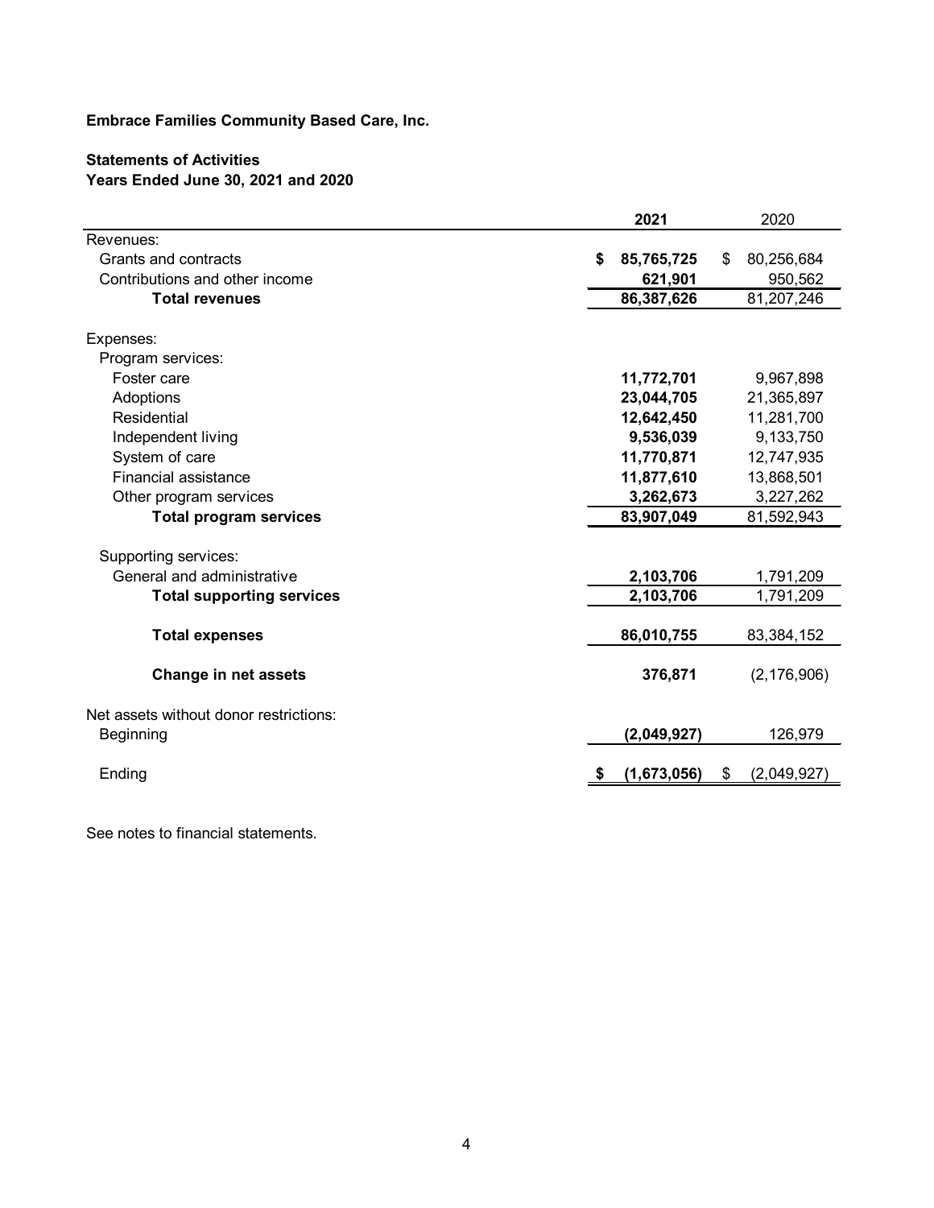**Embrace Families Community Based Care, Inc.**

**Statements of Activities**
**Years Ended June 30, 2021 and 2020**

| | **2021** | 2020 |
|---|---|---|
| Revenues: | | |
| Grants and contracts | **$ 85,765,725** | $ 80,256,684 |
| Contributions and other income | **621,901** | 950,562 |
| **Total revenues** | **86,387,626** | 81,207,246 |
| | | |
| Expenses: | | |
| Program services: | | |
| Foster care | **11,772,701** | 9,967,898 |
| Adoptions | **23,044,705** | 21,365,897 |
| Residential | **12,642,450** | 11,281,700 |
| Independent living | **9,536,039** | 9,133,750 |
| System of care | **11,770,871** | 12,747,935 |
| Financial assistance | **11,877,610** | 13,868,501 |
| Other program services | **3,262,673** | 3,227,262 |
| **Total program services** | **83,907,049** | 81,592,943 |
| | | |
| Supporting services: | | |
| General and administrative | **2,103,706** | 1,791,209 |
| **Total supporting services** | **2,103,706** | 1,791,209 |
| | | |
| **Total expenses** | **86,010,755** | 83,384,152 |
| | | |
| **Change in net assets** | **376,871** | (2,176,906) |
| | | |
| Net assets without donor restrictions: | | |
| Beginning | **(2,049,927)** | 126,979 |
| | | |
| Ending | **$ (1,673,056)** | $ (2,049,927) |

See notes to financial statements.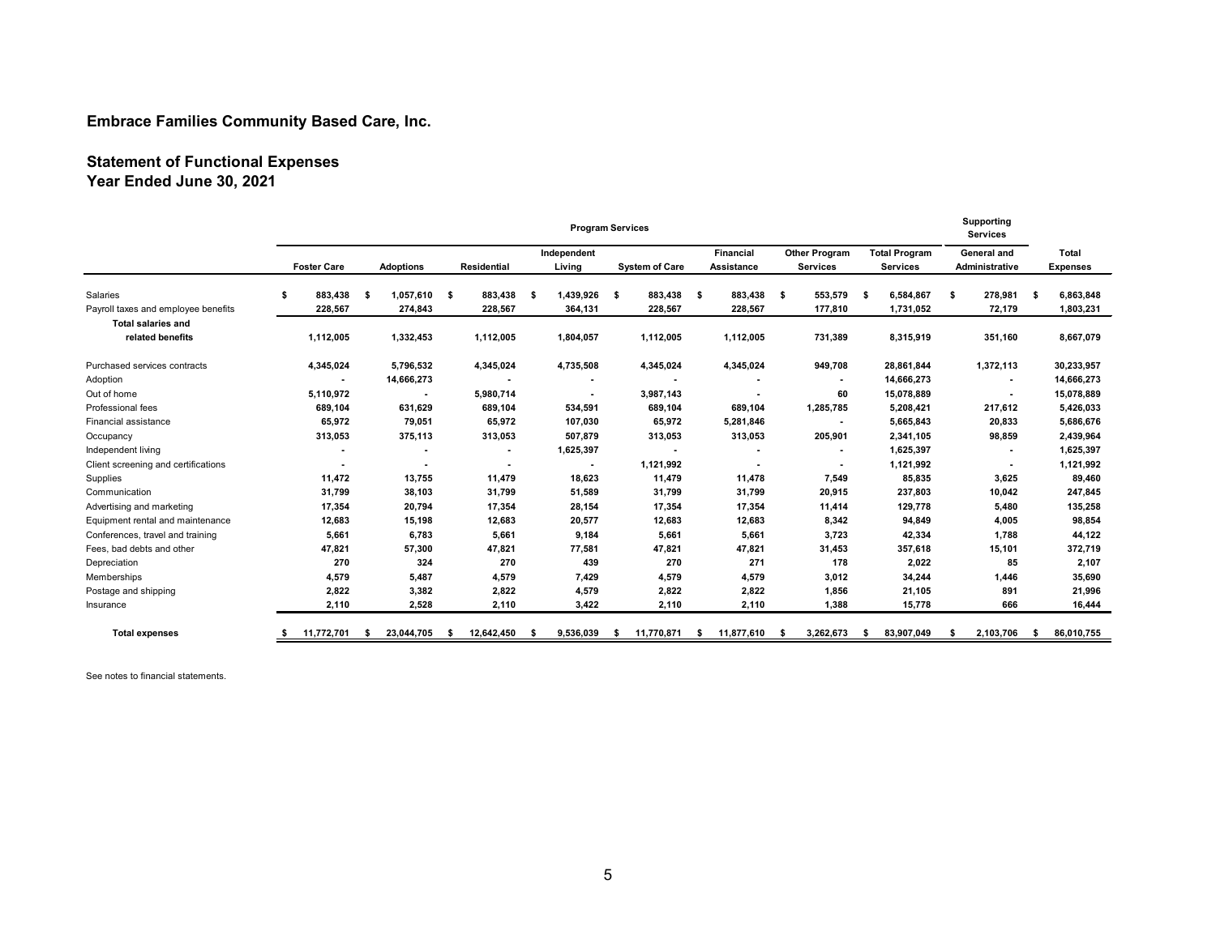**Embrace Families Community Based Care, Inc.**

## Statement of Functional Expenses
### Year Ended June 30, 2021

| | Program Services | | | | | | | | Supporting Services | |
|---|---|---|---|---|---|---|---|---|---|---|
| | Foster Care | Adoptions | Residential | Independent Living | System of Care | Financial Assistance | Other Program Services | Total Program Services | General and Administrative | Total Expenses |
| Salaries | $ 883,438 | $ 1,057,610 | $ 883,438 | $ 1,439,926 | $ 883,438 | $ 883,438 | $ 553,579 | $ 6,584,867 | $ 278,981 | $ 6,863,848 |
| Payroll taxes and employee benefits | 228,567 | 274,843 | 228,567 | 364,131 | 228,567 | 228,567 | 177,810 | 1,731,052 | 72,179 | 1,803,231 |
| **Total salaries and related benefits** | 1,112,005 | 1,332,453 | 1,112,005 | 1,804,057 | 1,112,005 | 1,112,005 | 731,389 | 8,315,919 | 351,160 | 8,667,079 |
| Purchased services contracts | 4,345,024 | 5,796,532 | 4,345,024 | 4,735,508 | 4,345,024 | 4,345,024 | 949,708 | 28,861,844 | 1,372,113 | 30,233,957 |
| Adoption | - | 14,666,273 | - | - | - | - | - | 14,666,273 | - | 14,666,273 |
| Out of home | 5,110,972 | - | 5,980,714 | - | 3,987,143 | - | 60 | 15,078,889 | - | 15,078,889 |
| Professional fees | 689,104 | 631,629 | 689,104 | 534,591 | 689,104 | 689,104 | 1,285,785 | 5,208,421 | 217,612 | 5,426,033 |
| Financial assistance | 65,972 | 79,051 | 65,972 | 107,030 | 65,972 | 5,281,846 | - | 5,665,843 | 20,833 | 5,686,676 |
| Occupancy | 313,053 | 375,113 | 313,053 | 507,879 | 313,053 | 313,053 | 205,901 | 2,341,105 | 98,859 | 2,439,964 |
| Independent living | - | - | - | 1,625,397 | - | - | - | 1,625,397 | - | 1,625,397 |
| Client screening and certifications | - | - | - | - | 1,121,992 | - | - | 1,121,992 | - | 1,121,992 |
| Supplies | 11,472 | 13,755 | 11,479 | 18,623 | 11,479 | 11,478 | 7,549 | 85,835 | 3,625 | 89,460 |
| Communication | 31,799 | 38,103 | 31,799 | 51,589 | 31,799 | 31,799 | 20,915 | 237,803 | 10,042 | 247,845 |
| Advertising and marketing | 17,354 | 20,794 | 17,354 | 28,154 | 17,354 | 17,354 | 11,414 | 129,778 | 5,480 | 135,258 |
| Equipment rental and maintenance | 12,683 | 15,198 | 12,683 | 20,577 | 12,683 | 12,683 | 8,342 | 94,849 | 4,005 | 98,854 |
| Conferences, travel and training | 5,661 | 6,783 | 5,661 | 9,184 | 5,661 | 5,661 | 3,723 | 42,334 | 1,788 | 44,122 |
| Fees, bad debts and other | 47,821 | 57,300 | 47,821 | 77,581 | 47,821 | 47,821 | 31,453 | 357,618 | 15,101 | 372,719 |
| Depreciation | 270 | 324 | 270 | 439 | 270 | 271 | 178 | 2,022 | 85 | 2,107 |
| Memberships | 4,579 | 5,487 | 4,579 | 7,429 | 4,579 | 4,579 | 3,012 | 34,244 | 1,446 | 35,690 |
| Postage and shipping | 2,822 | 3,382 | 2,822 | 4,579 | 2,822 | 2,822 | 1,856 | 21,105 | 891 | 21,996 |
| Insurance | 2,110 | 2,528 | 2,110 | 3,422 | 2,110 | 2,110 | 1,388 | 15,778 | 666 | 16,444 |
| **Total expenses** | $ 11,772,701 | $ 23,044,705 | $ 12,642,450 | $ 9,536,039 | $ 11,770,871 | $ 11,877,610 | $ 3,262,673 | $ 83,907,049 | $ 2,103,706 | $ 86,010,755 |

See notes to financial statements.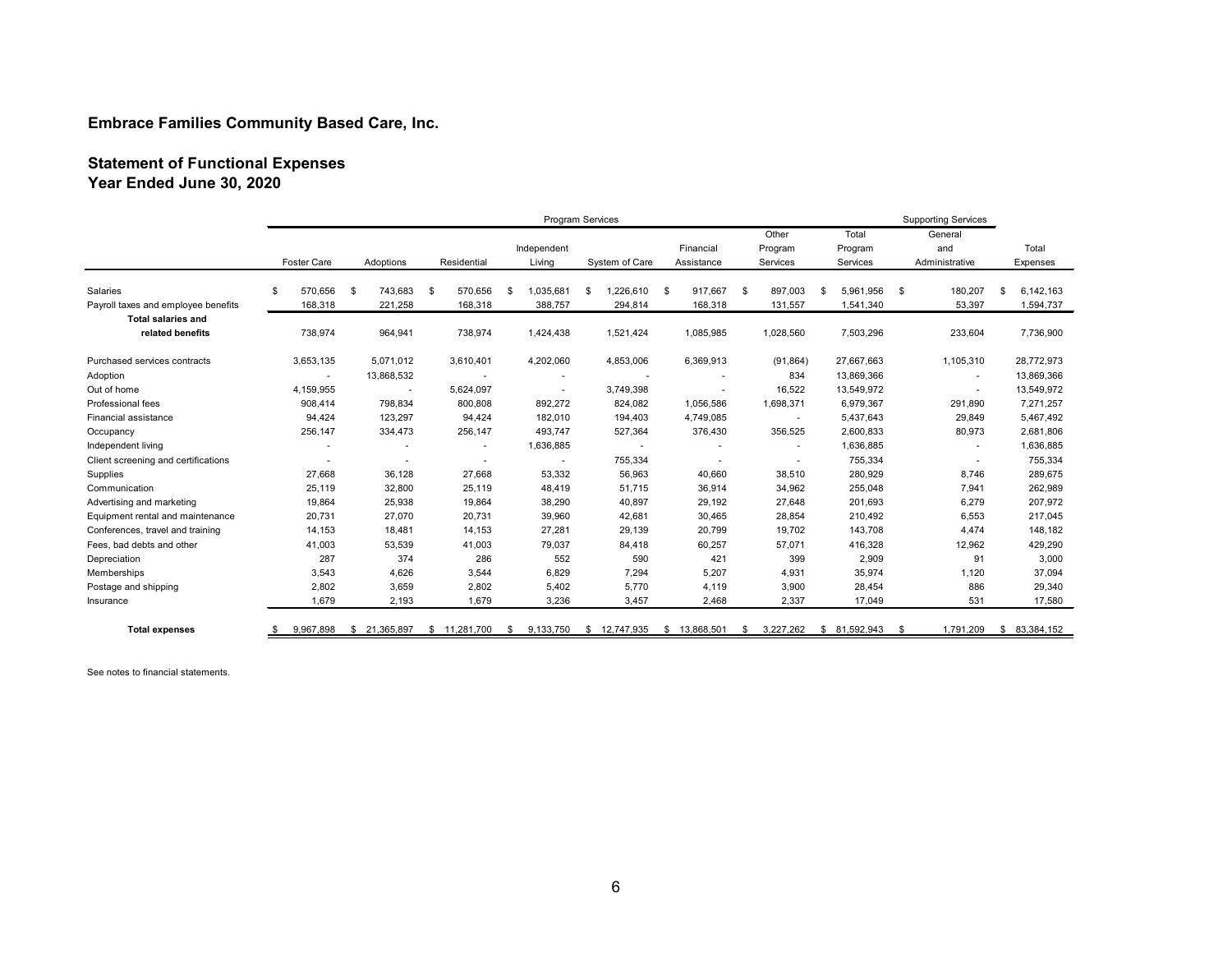**Embrace Families Community Based Care, Inc.**

**Statement of Functional Expenses**
**Year Ended June 30, 2020**

| | Program Services | | | | | | | | Supporting Services | |
|---|---|---|---|---|---|---|---|---|---|---|
| | Foster Care | Adoptions | Residential | Independent Living | System of Care | Financial Assistance | Other Program Services | Total Program Services | General and Administrative | Total Expenses |
| Salaries | $ 570,656 | $ 743,683 | $ 570,656 | $ 1,035,681 | $ 1,226,610 | $ 917,667 | $ 897,003 | $ 5,961,956 | $ 180,207 | $ 6,142,163 |
| Payroll taxes and employee benefits | 168,318 | 221,258 | 168,318 | 388,757 | 294,814 | 168,318 | 131,557 | 1,541,340 | 53,397 | 1,594,737 |
| **Total salaries and related benefits** | 738,974 | 964,941 | 738,974 | 1,424,438 | 1,521,424 | 1,085,985 | 1,028,560 | 7,503,296 | 233,604 | 7,736,900 |
| Purchased services contracts | 3,653,135 | 5,071,012 | 3,610,401 | 4,202,060 | 4,853,006 | 6,369,913 | (91,864) | 27,667,663 | 1,105,310 | 28,772,973 |
| Adoption | - | 13,868,532 | - | - | - | - | 834 | 13,869,366 | - | 13,869,366 |
| Out of home | 4,159,955 | - | 5,624,097 | - | 3,749,398 | - | 16,522 | 13,549,972 | - | 13,549,972 |
| Professional fees | 908,414 | 798,834 | 800,808 | 892,272 | 824,082 | 1,056,586 | 1,698,371 | 6,979,367 | 291,890 | 7,271,257 |
| Financial assistance | 94,424 | 123,297 | 94,424 | 182,010 | 194,403 | 4,749,085 | - | 5,437,643 | 29,849 | 5,467,492 |
| Occupancy | 256,147 | 334,473 | 256,147 | 493,747 | 527,364 | 376,430 | 356,525 | 2,600,833 | 80,973 | 2,681,806 |
| Independent living | - | - | - | 1,636,885 | - | - | - | 1,636,885 | - | 1,636,885 |
| Client screening and certifications | - | - | - | - | 755,334 | - | - | 755,334 | - | 755,334 |
| Supplies | 27,668 | 36,128 | 27,668 | 53,332 | 56,963 | 40,660 | 38,510 | 280,929 | 8,746 | 289,675 |
| Communication | 25,119 | 32,800 | 25,119 | 48,419 | 51,715 | 36,914 | 34,962 | 255,048 | 7,941 | 262,989 |
| Advertising and marketing | 19,864 | 25,938 | 19,864 | 38,290 | 40,897 | 29,192 | 27,648 | 201,693 | 6,279 | 207,972 |
| Equipment rental and maintenance | 20,731 | 27,070 | 20,731 | 39,960 | 42,681 | 30,465 | 28,854 | 210,492 | 6,553 | 217,045 |
| Conferences, travel and training | 14,153 | 18,481 | 14,153 | 27,281 | 29,139 | 20,799 | 19,702 | 143,708 | 4,474 | 148,182 |
| Fees, bad debts and other | 41,003 | 53,539 | 41,003 | 79,037 | 84,418 | 60,257 | 57,071 | 416,328 | 12,962 | 429,290 |
| Depreciation | 287 | 374 | 286 | 552 | 590 | 421 | 399 | 2,909 | 91 | 3,000 |
| Memberships | 3,543 | 4,626 | 3,544 | 6,829 | 7,294 | 5,207 | 4,931 | 35,974 | 1,120 | 37,094 |
| Postage and shipping | 2,802 | 3,659 | 2,802 | 5,402 | 5,770 | 4,119 | 3,900 | 28,454 | 886 | 29,340 |
| Insurance | 1,679 | 2,193 | 1,679 | 3,236 | 3,457 | 2,468 | 2,337 | 17,049 | 531 | 17,580 |
| **Total expenses** | $ 9,967,898 | $ 21,365,897 | $ 11,281,700 | $ 9,133,750 | $ 12,747,935 | $ 13,868,501 | $ 3,227,262 | $ 81,592,943 | $ 1,791,209 | $ 83,384,152 |

See notes to financial statements.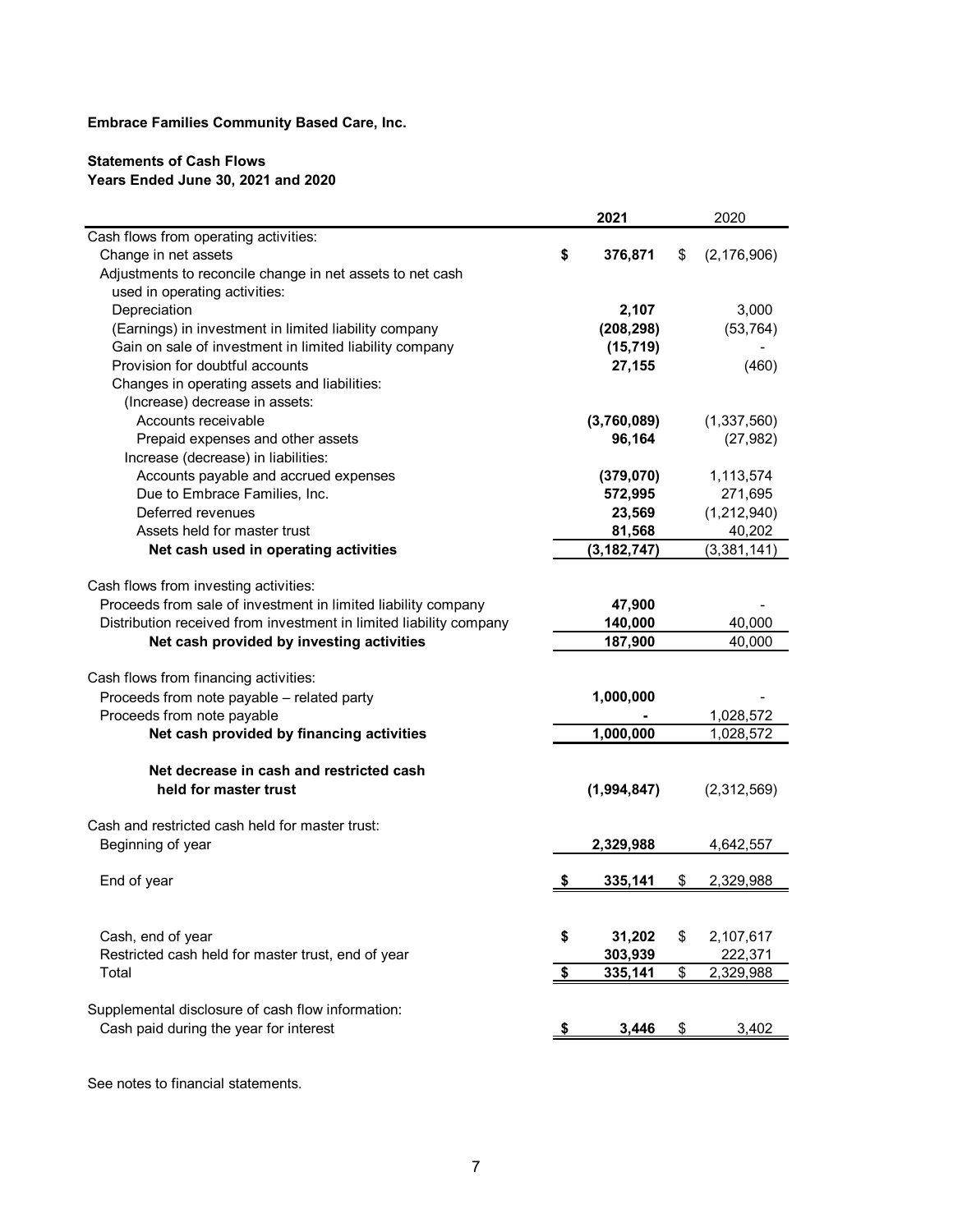**Embrace Families Community Based Care, Inc.**

**Statements of Cash Flows**
**Years Ended June 30, 2021 and 2020**

| | 2021 | 2020 |
|---|---|---|
| Cash flows from operating activities: | | |
| Change in net assets | $ 376,871 | $ (2,176,906) |
| Adjustments to reconcile change in net assets to net cash used in operating activities: | | |
| Depreciation | 2,107 | 3,000 |
| (Earnings) in investment in limited liability company | (208,298) | (53,764) |
| Gain on sale of investment in limited liability company | (15,719) | - |
| Provision for doubtful accounts | 27,155 | (460) |
| Changes in operating assets and liabilities: | | |
| (Increase) decrease in assets: | | |
| Accounts receivable | (3,760,089) | (1,337,560) |
| Prepaid expenses and other assets | 96,164 | (27,982) |
| Increase (decrease) in liabilities: | | |
| Accounts payable and accrued expenses | (379,070) | 1,113,574 |
| Due to Embrace Families, Inc. | 572,995 | 271,695 |
| Deferred revenues | 23,569 | (1,212,940) |
| Assets held for master trust | 81,568 | 40,202 |
| **Net cash used in operating activities** | (3,182,747) | (3,381,141) |
| Cash flows from investing activities: | | |
| Proceeds from sale of investment in limited liability company | 47,900 | - |
| Distribution received from investment in limited liability company | 140,000 | 40,000 |
| **Net cash provided by investing activities** | 187,900 | 40,000 |
| Cash flows from financing activities: | | |
| Proceeds from note payable – related party | 1,000,000 | - |
| Proceeds from note payable | - | 1,028,572 |
| **Net cash provided by financing activities** | 1,000,000 | 1,028,572 |
| **Net decrease in cash and restricted cash held for master trust** | (1,994,847) | (2,312,569) |
| Cash and restricted cash held for master trust: | | |
| Beginning of year | 2,329,988 | 4,642,557 |
| End of year | $ 335,141 | $ 2,329,988 |
| Cash, end of year | $ 31,202 | $ 2,107,617 |
| Restricted cash held for master trust, end of year | 303,939 | 222,371 |
| Total | $ 335,141 | $ 2,329,988 |
| Supplemental disclosure of cash flow information: | | |
| Cash paid during the year for interest | $ 3,446 | $ 3,402 |

See notes to financial statements.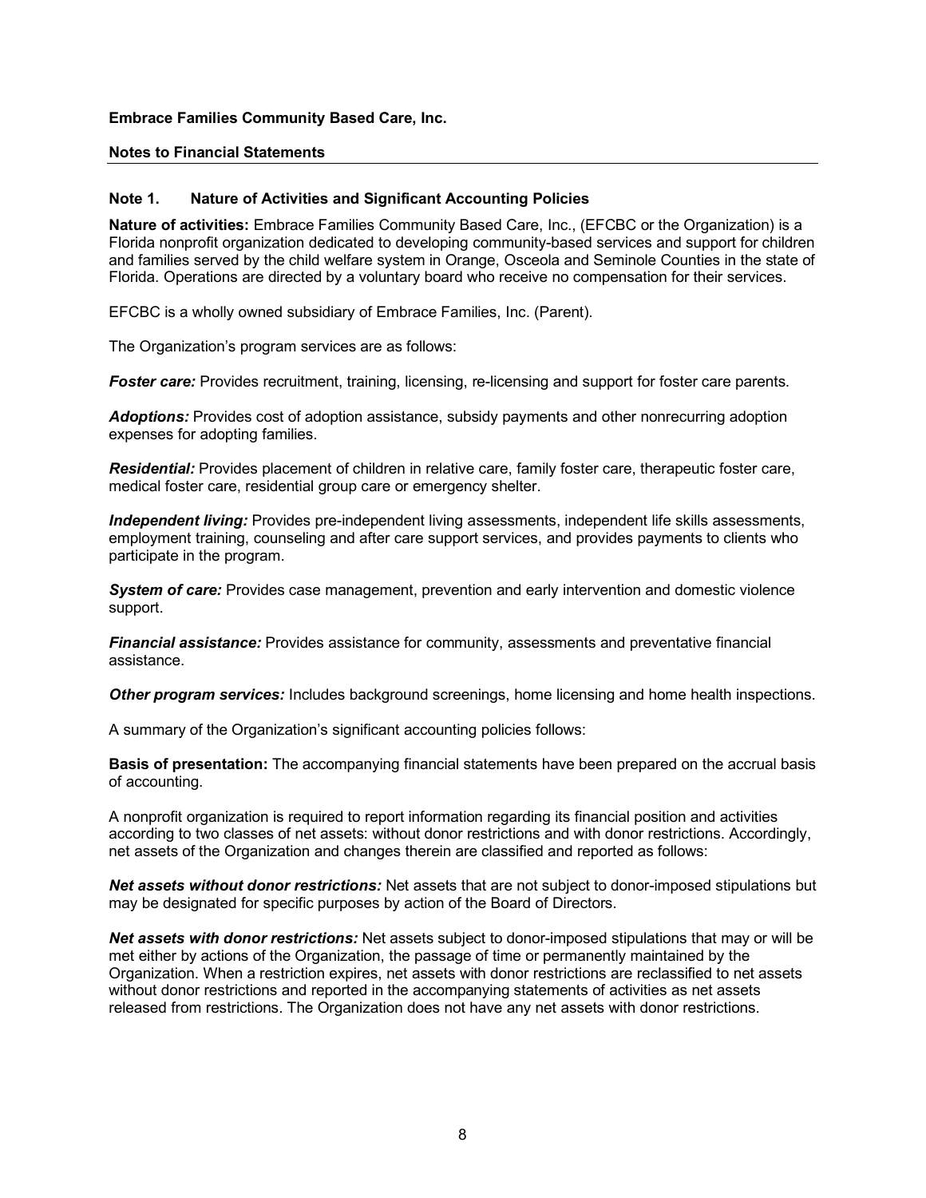**Embrace Families Community Based Care, Inc.**

**Notes to Financial Statements**

## Note 1. Nature of Activities and Significant Accounting Policies

**Nature of activities:** Embrace Families Community Based Care, Inc., (EFCBC or the Organization) is a Florida nonprofit organization dedicated to developing community-based services and support for children and families served by the child welfare system in Orange, Osceola and Seminole Counties in the state of Florida. Operations are directed by a voluntary board who receive no compensation for their services.

EFCBC is a wholly owned subsidiary of Embrace Families, Inc. (Parent).

The Organization's program services are as follows:

***Foster care:*** Provides recruitment, training, licensing, re-licensing and support for foster care parents.

***Adoptions:*** Provides cost of adoption assistance, subsidy payments and other nonrecurring adoption expenses for adopting families.

***Residential:*** Provides placement of children in relative care, family foster care, therapeutic foster care, medical foster care, residential group care or emergency shelter.

***Independent living:*** Provides pre-independent living assessments, independent life skills assessments, employment training, counseling and after care support services, and provides payments to clients who participate in the program.

***System of care:*** Provides case management, prevention and early intervention and domestic violence support.

***Financial assistance:*** Provides assistance for community, assessments and preventative financial assistance.

***Other program services:*** Includes background screenings, home licensing and home health inspections.

A summary of the Organization's significant accounting policies follows:

**Basis of presentation:** The accompanying financial statements have been prepared on the accrual basis of accounting.

A nonprofit organization is required to report information regarding its financial position and activities according to two classes of net assets: without donor restrictions and with donor restrictions. Accordingly, net assets of the Organization and changes therein are classified and reported as follows:

***Net assets without donor restrictions:*** Net assets that are not subject to donor-imposed stipulations but may be designated for specific purposes by action of the Board of Directors.

***Net assets with donor restrictions:*** Net assets subject to donor-imposed stipulations that may or will be met either by actions of the Organization, the passage of time or permanently maintained by the Organization. When a restriction expires, net assets with donor restrictions are reclassified to net assets without donor restrictions and reported in the accompanying statements of activities as net assets released from restrictions. The Organization does not have any net assets with donor restrictions.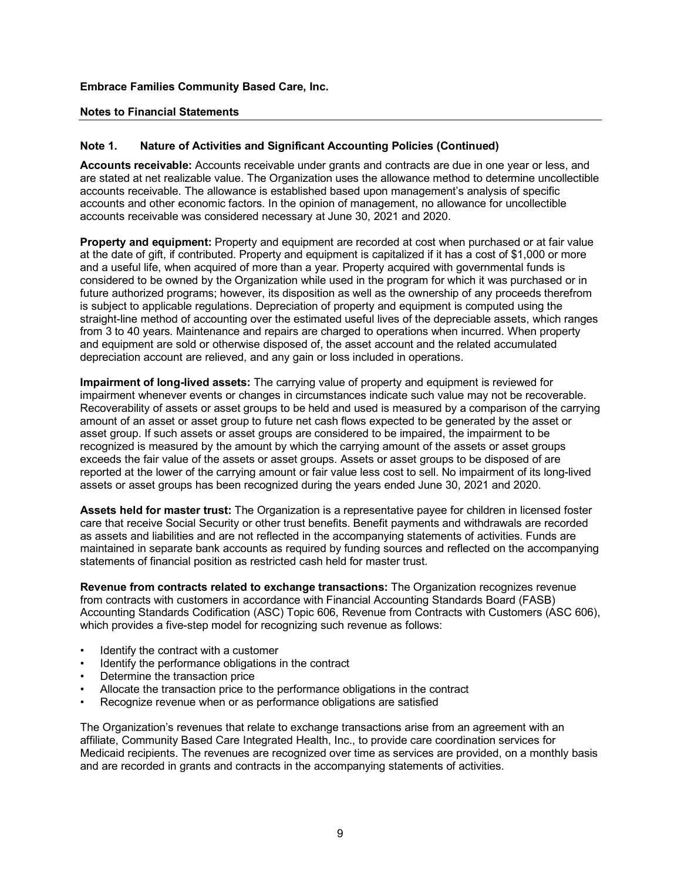**Embrace Families Community Based Care, Inc.**

**Notes to Financial Statements**

### Note 1. Nature of Activities and Significant Accounting Policies (Continued)

**Accounts receivable:** Accounts receivable under grants and contracts are due in one year or less, and are stated at net realizable value. The Organization uses the allowance method to determine uncollectible accounts receivable. The allowance is established based upon management's analysis of specific accounts and other economic factors. In the opinion of management, no allowance for uncollectible accounts receivable was considered necessary at June 30, 2021 and 2020.

**Property and equipment:** Property and equipment are recorded at cost when purchased or at fair value at the date of gift, if contributed. Property and equipment is capitalized if it has a cost of $1,000 or more and a useful life, when acquired of more than a year. Property acquired with governmental funds is considered to be owned by the Organization while used in the program for which it was purchased or in future authorized programs; however, its disposition as well as the ownership of any proceeds therefrom is subject to applicable regulations. Depreciation of property and equipment is computed using the straight-line method of accounting over the estimated useful lives of the depreciable assets, which ranges from 3 to 40 years. Maintenance and repairs are charged to operations when incurred. When property and equipment are sold or otherwise disposed of, the asset account and the related accumulated depreciation account are relieved, and any gain or loss included in operations.

**Impairment of long-lived assets:** The carrying value of property and equipment is reviewed for impairment whenever events or changes in circumstances indicate such value may not be recoverable. Recoverability of assets or asset groups to be held and used is measured by a comparison of the carrying amount of an asset or asset group to future net cash flows expected to be generated by the asset or asset group. If such assets or asset groups are considered to be impaired, the impairment to be recognized is measured by the amount by which the carrying amount of the assets or asset groups exceeds the fair value of the assets or asset groups. Assets or asset groups to be disposed of are reported at the lower of the carrying amount or fair value less cost to sell. No impairment of its long-lived assets or asset groups has been recognized during the years ended June 30, 2021 and 2020.

**Assets held for master trust:** The Organization is a representative payee for children in licensed foster care that receive Social Security or other trust benefits. Benefit payments and withdrawals are recorded as assets and liabilities and are not reflected in the accompanying statements of activities. Funds are maintained in separate bank accounts as required by funding sources and reflected on the accompanying statements of financial position as restricted cash held for master trust.

**Revenue from contracts related to exchange transactions:** The Organization recognizes revenue from contracts with customers in accordance with Financial Accounting Standards Board (FASB) Accounting Standards Codification (ASC) Topic 606, Revenue from Contracts with Customers (ASC 606), which provides a five-step model for recognizing such revenue as follows:

- Identify the contract with a customer
- Identify the performance obligations in the contract
- Determine the transaction price
- Allocate the transaction price to the performance obligations in the contract
- Recognize revenue when or as performance obligations are satisfied

The Organization's revenues that relate to exchange transactions arise from an agreement with an affiliate, Community Based Care Integrated Health, Inc., to provide care coordination services for Medicaid recipients. The revenues are recognized over time as services are provided, on a monthly basis and are recorded in grants and contracts in the accompanying statements of activities.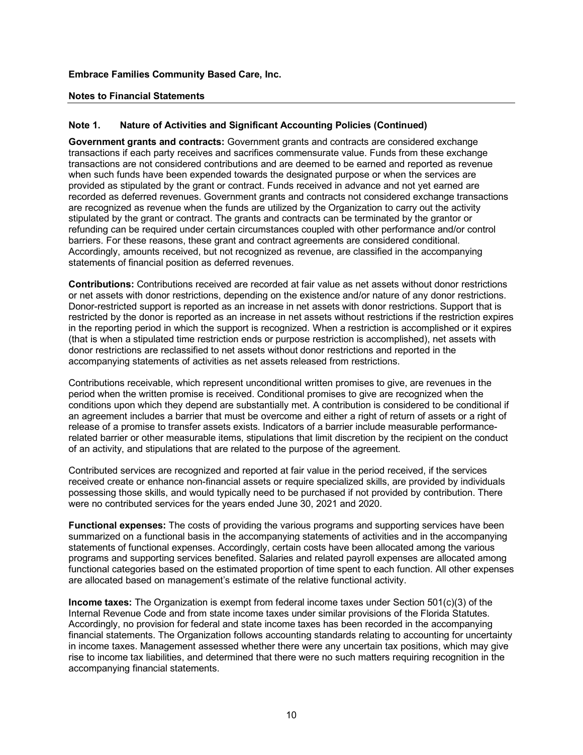**Embrace Families Community Based Care, Inc.**

**Notes to Financial Statements**

**Note 1. Nature of Activities and Significant Accounting Policies (Continued)**

**Government grants and contracts:** Government grants and contracts are considered exchange transactions if each party receives and sacrifices commensurate value. Funds from these exchange transactions are not considered contributions and are deemed to be earned and reported as revenue when such funds have been expended towards the designated purpose or when the services are provided as stipulated by the grant or contract. Funds received in advance and not yet earned are recorded as deferred revenues. Government grants and contracts not considered exchange transactions are recognized as revenue when the funds are utilized by the Organization to carry out the activity stipulated by the grant or contract. The grants and contracts can be terminated by the grantor or refunding can be required under certain circumstances coupled with other performance and/or control barriers. For these reasons, these grant and contract agreements are considered conditional. Accordingly, amounts received, but not recognized as revenue, are classified in the accompanying statements of financial position as deferred revenues.

**Contributions:** Contributions received are recorded at fair value as net assets without donor restrictions or net assets with donor restrictions, depending on the existence and/or nature of any donor restrictions. Donor-restricted support is reported as an increase in net assets with donor restrictions. Support that is restricted by the donor is reported as an increase in net assets without restrictions if the restriction expires in the reporting period in which the support is recognized. When a restriction is accomplished or it expires (that is when a stipulated time restriction ends or purpose restriction is accomplished), net assets with donor restrictions are reclassified to net assets without donor restrictions and reported in the accompanying statements of activities as net assets released from restrictions.

Contributions receivable, which represent unconditional written promises to give, are revenues in the period when the written promise is received. Conditional promises to give are recognized when the conditions upon which they depend are substantially met. A contribution is considered to be conditional if an agreement includes a barrier that must be overcome and either a right of return of assets or a right of release of a promise to transfer assets exists. Indicators of a barrier include measurable performance-related barrier or other measurable items, stipulations that limit discretion by the recipient on the conduct of an activity, and stipulations that are related to the purpose of the agreement.

Contributed services are recognized and reported at fair value in the period received, if the services received create or enhance non-financial assets or require specialized skills, are provided by individuals possessing those skills, and would typically need to be purchased if not provided by contribution. There were no contributed services for the years ended June 30, 2021 and 2020.

**Functional expenses:** The costs of providing the various programs and supporting services have been summarized on a functional basis in the accompanying statements of activities and in the accompanying statements of functional expenses. Accordingly, certain costs have been allocated among the various programs and supporting services benefited. Salaries and related payroll expenses are allocated among functional categories based on the estimated proportion of time spent to each function. All other expenses are allocated based on management's estimate of the relative functional activity.

**Income taxes:** The Organization is exempt from federal income taxes under Section 501(c)(3) of the Internal Revenue Code and from state income taxes under similar provisions of the Florida Statutes. Accordingly, no provision for federal and state income taxes has been recorded in the accompanying financial statements. The Organization follows accounting standards relating to accounting for uncertainty in income taxes. Management assessed whether there were any uncertain tax positions, which may give rise to income tax liabilities, and determined that there were no such matters requiring recognition in the accompanying financial statements.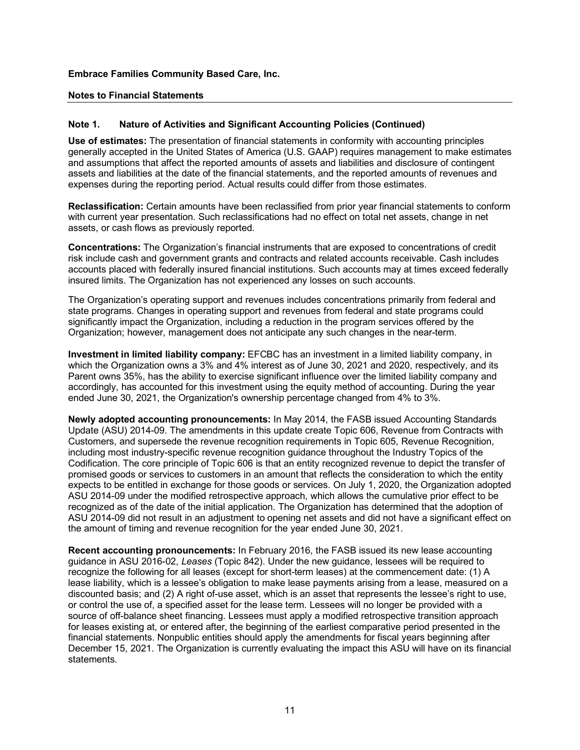**Embrace Families Community Based Care, Inc.**

**Notes to Financial Statements**

**Note 1. Nature of Activities and Significant Accounting Policies (Continued)**

**Use of estimates:** The presentation of financial statements in conformity with accounting principles generally accepted in the United States of America (U.S. GAAP) requires management to make estimates and assumptions that affect the reported amounts of assets and liabilities and disclosure of contingent assets and liabilities at the date of the financial statements, and the reported amounts of revenues and expenses during the reporting period. Actual results could differ from those estimates.

**Reclassification:** Certain amounts have been reclassified from prior year financial statements to conform with current year presentation. Such reclassifications had no effect on total net assets, change in net assets, or cash flows as previously reported.

**Concentrations:** The Organization's financial instruments that are exposed to concentrations of credit risk include cash and government grants and contracts and related accounts receivable. Cash includes accounts placed with federally insured financial institutions. Such accounts may at times exceed federally insured limits. The Organization has not experienced any losses on such accounts.

The Organization's operating support and revenues includes concentrations primarily from federal and state programs. Changes in operating support and revenues from federal and state programs could significantly impact the Organization, including a reduction in the program services offered by the Organization; however, management does not anticipate any such changes in the near-term.

**Investment in limited liability company:** EFCBC has an investment in a limited liability company, in which the Organization owns a 3% and 4% interest as of June 30, 2021 and 2020, respectively, and its Parent owns 35%, has the ability to exercise significant influence over the limited liability company and accordingly, has accounted for this investment using the equity method of accounting. During the year ended June 30, 2021, the Organization's ownership percentage changed from 4% to 3%.

**Newly adopted accounting pronouncements:** In May 2014, the FASB issued Accounting Standards Update (ASU) 2014-09. The amendments in this update create Topic 606, Revenue from Contracts with Customers, and supersede the revenue recognition requirements in Topic 605, Revenue Recognition, including most industry-specific revenue recognition guidance throughout the Industry Topics of the Codification. The core principle of Topic 606 is that an entity recognized revenue to depict the transfer of promised goods or services to customers in an amount that reflects the consideration to which the entity expects to be entitled in exchange for those goods or services. On July 1, 2020, the Organization adopted ASU 2014-09 under the modified retrospective approach, which allows the cumulative prior effect to be recognized as of the date of the initial application. The Organization has determined that the adoption of ASU 2014-09 did not result in an adjustment to opening net assets and did not have a significant effect on the amount of timing and revenue recognition for the year ended June 30, 2021.

**Recent accounting pronouncements:** In February 2016, the FASB issued its new lease accounting guidance in ASU 2016-02, *Leases* (Topic 842). Under the new guidance, lessees will be required to recognize the following for all leases (except for short-term leases) at the commencement date: (1) A lease liability, which is a lessee's obligation to make lease payments arising from a lease, measured on a discounted basis; and (2) A right of-use asset, which is an asset that represents the lessee's right to use, or control the use of, a specified asset for the lease term. Lessees will no longer be provided with a source of off-balance sheet financing. Lessees must apply a modified retrospective transition approach for leases existing at, or entered after, the beginning of the earliest comparative period presented in the financial statements. Nonpublic entities should apply the amendments for fiscal years beginning after December 15, 2021. The Organization is currently evaluating the impact this ASU will have on its financial statements.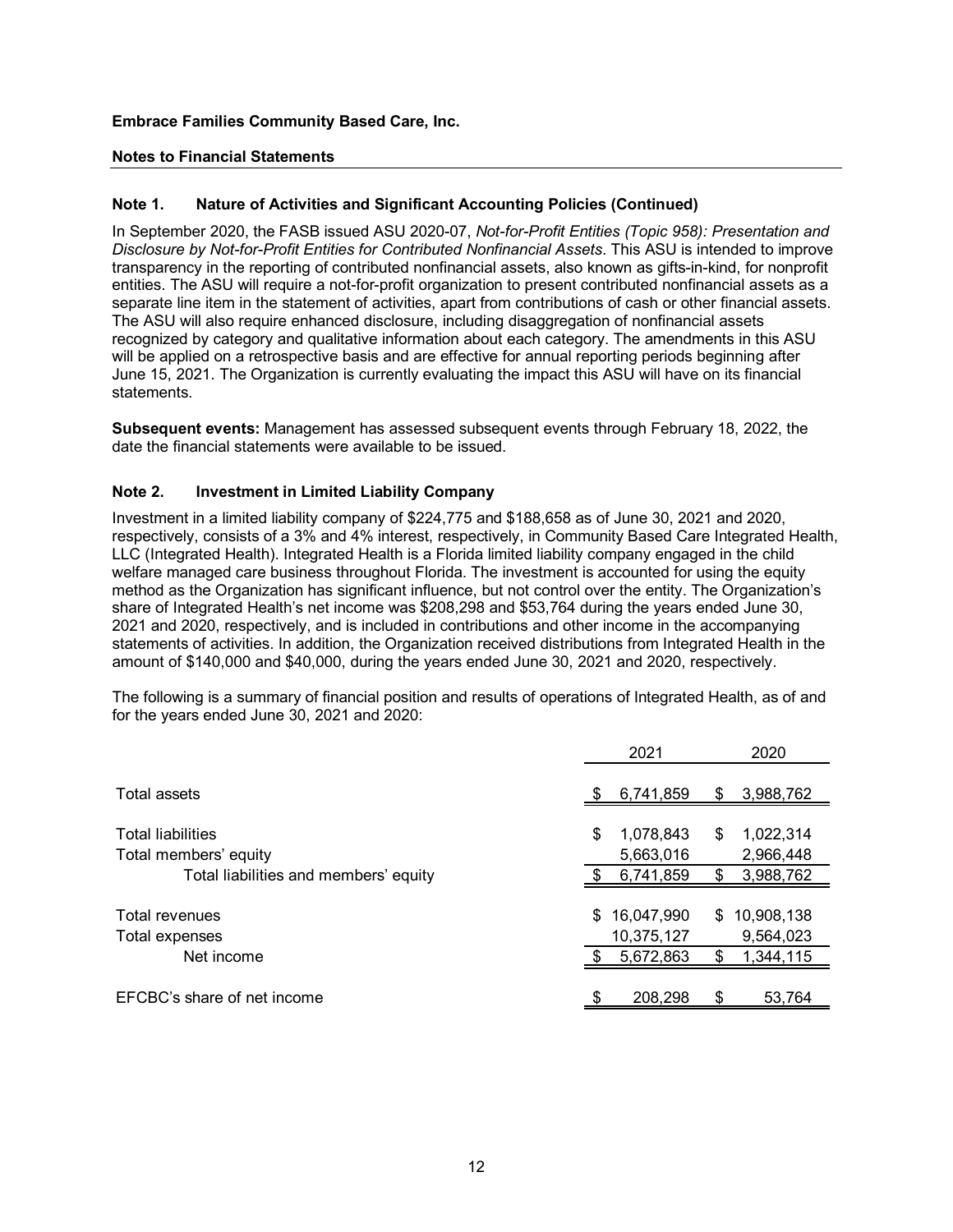**Embrace Families Community Based Care, Inc.**

**Notes to Financial Statements**

### Note 1. Nature of Activities and Significant Accounting Policies (Continued)

In September 2020, the FASB issued ASU 2020-07, *Not-for-Profit Entities (Topic 958): Presentation and Disclosure by Not-for-Profit Entities for Contributed Nonfinancial Assets*. This ASU is intended to improve transparency in the reporting of contributed nonfinancial assets, also known as gifts-in-kind, for nonprofit entities. The ASU will require a not-for-profit organization to present contributed nonfinancial assets as a separate line item in the statement of activities, apart from contributions of cash or other financial assets. The ASU will also require enhanced disclosure, including disaggregation of nonfinancial assets recognized by category and qualitative information about each category. The amendments in this ASU will be applied on a retrospective basis and are effective for annual reporting periods beginning after June 15, 2021. The Organization is currently evaluating the impact this ASU will have on its financial statements.

**Subsequent events:** Management has assessed subsequent events through February 18, 2022, the date the financial statements were available to be issued.

### Note 2. Investment in Limited Liability Company

Investment in a limited liability company of $224,775 and $188,658 as of June 30, 2021 and 2020, respectively, consists of a 3% and 4% interest, respectively, in Community Based Care Integrated Health, LLC (Integrated Health). Integrated Health is a Florida limited liability company engaged in the child welfare managed care business throughout Florida. The investment is accounted for using the equity method as the Organization has significant influence, but not control over the entity. The Organization's share of Integrated Health's net income was $208,298 and $53,764 during the years ended June 30, 2021 and 2020, respectively, and is included in contributions and other income in the accompanying statements of activities. In addition, the Organization received distributions from Integrated Health in the amount of $140,000 and $40,000, during the years ended June 30, 2021 and 2020, respectively.

The following is a summary of financial position and results of operations of Integrated Health, as of and for the years ended June 30, 2021 and 2020:

| | 2021 | 2020 |
|---|---|---|
| Total assets | $ 6,741,859 | $ 3,988,762 |
| Total liabilities | $ 1,078,843 | $ 1,022,314 |
| Total members' equity | 5,663,016 | 2,966,448 |
| Total liabilities and members' equity | $ 6,741,859 | $ 3,988,762 |
| Total revenues | $ 16,047,990 | $ 10,908,138 |
| Total expenses | 10,375,127 | 9,564,023 |
| Net income | $ 5,672,863 | $ 1,344,115 |
| EFCBC's share of net income | $ 208,298 | $ 53,764 |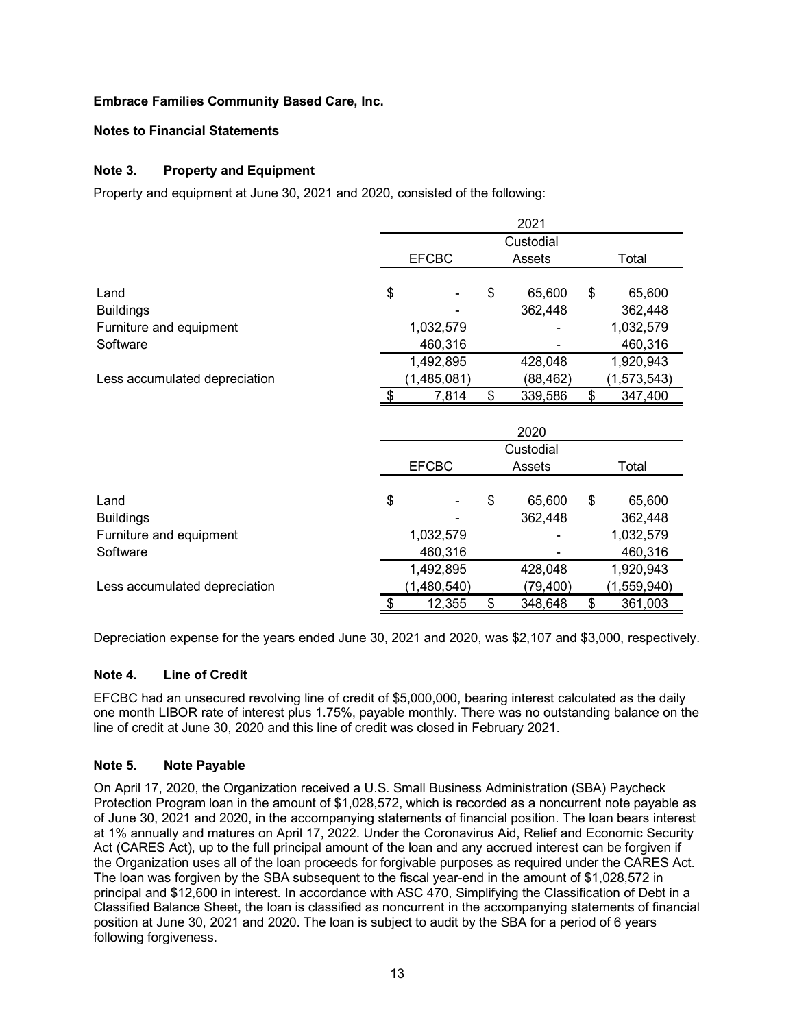**Embrace Families Community Based Care, Inc.**

**Notes to Financial Statements**

## Note 3. Property and Equipment

Property and equipment at June 30, 2021 and 2020, consisted of the following:

| | 2021 | | |
|---|---|---|---|
| | EFCBC | Custodial Assets | Total |
| Land | $ - | $ 65,600 | $ 65,600 |
| Buildings | - | 362,448 | 362,448 |
| Furniture and equipment | 1,032,579 | - | 1,032,579 |
| Software | 460,316 | - | 460,316 |
| | 1,492,895 | 428,048 | 1,920,943 |
| Less accumulated depreciation | (1,485,081) | (88,462) | (1,573,543) |
| | $ 7,814 | $ 339,586 | $ 347,400 |

| | 2020 | | |
|---|---|---|---|
| | EFCBC | Custodial Assets | Total |
| Land | $ - | $ 65,600 | $ 65,600 |
| Buildings | - | 362,448 | 362,448 |
| Furniture and equipment | 1,032,579 | - | 1,032,579 |
| Software | 460,316 | - | 460,316 |
| | 1,492,895 | 428,048 | 1,920,943 |
| Less accumulated depreciation | (1,480,540) | (79,400) | (1,559,940) |
| | $ 12,355 | $ 348,648 | $ 361,003 |

Depreciation expense for the years ended June 30, 2021 and 2020, was $2,107 and $3,000, respectively.

## Note 4. Line of Credit

EFCBC had an unsecured revolving line of credit of $5,000,000, bearing interest calculated as the daily one month LIBOR rate of interest plus 1.75%, payable monthly. There was no outstanding balance on the line of credit at June 30, 2020 and this line of credit was closed in February 2021.

## Note 5. Note Payable

On April 17, 2020, the Organization received a U.S. Small Business Administration (SBA) Paycheck Protection Program loan in the amount of $1,028,572, which is recorded as a noncurrent note payable as of June 30, 2021 and 2020, in the accompanying statements of financial position. The loan bears interest at 1% annually and matures on April 17, 2022. Under the Coronavirus Aid, Relief and Economic Security Act (CARES Act), up to the full principal amount of the loan and any accrued interest can be forgiven if the Organization uses all of the loan proceeds for forgivable purposes as required under the CARES Act. The loan was forgiven by the SBA subsequent to the fiscal year-end in the amount of $1,028,572 in principal and $12,600 in interest. In accordance with ASC 470, Simplifying the Classification of Debt in a Classified Balance Sheet, the loan is classified as noncurrent in the accompanying statements of financial position at June 30, 2021 and 2020. The loan is subject to audit by the SBA for a period of 6 years following forgiveness.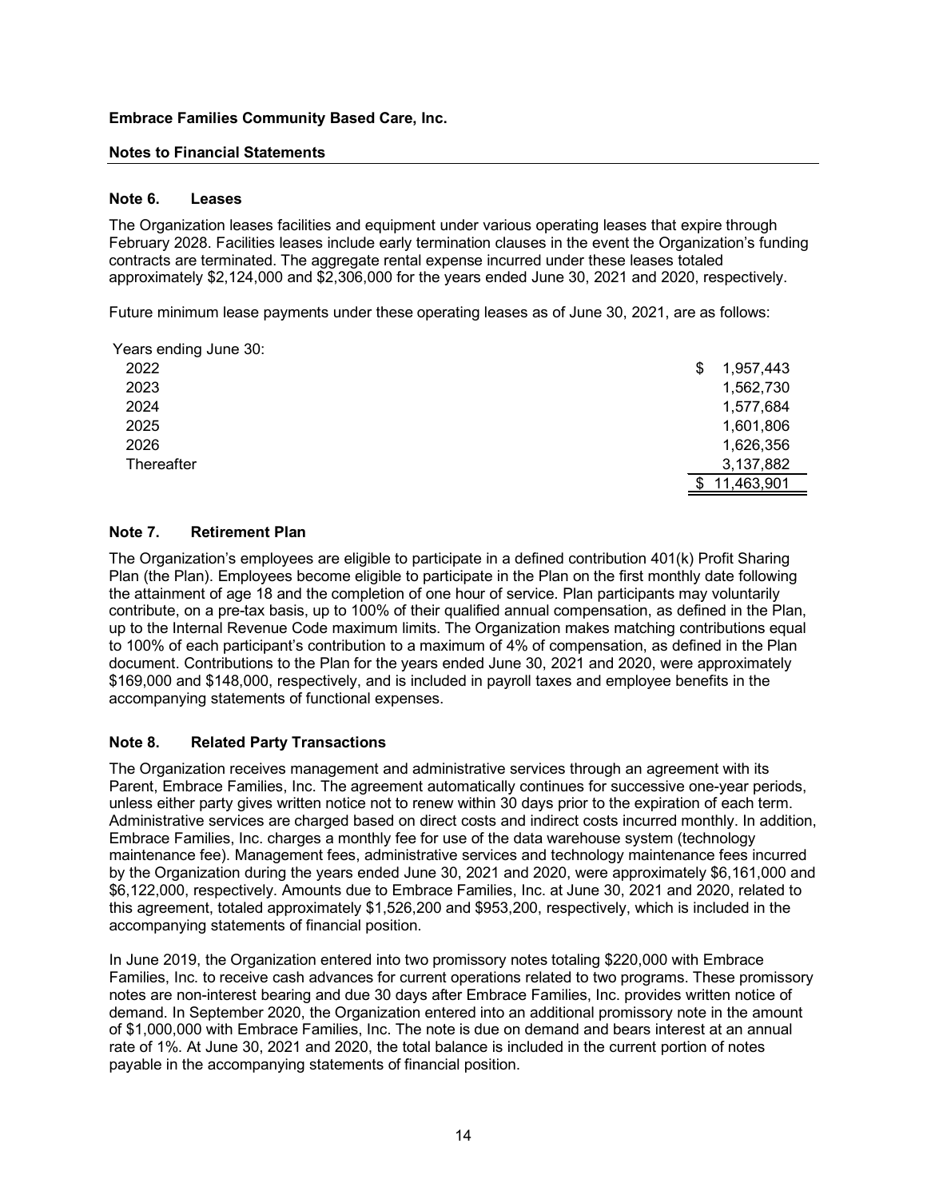**Embrace Families Community Based Care, Inc.**

**Notes to Financial Statements**

### Note 6. Leases

The Organization leases facilities and equipment under various operating leases that expire through February 2028. Facilities leases include early termination clauses in the event the Organization's funding contracts are terminated. The aggregate rental expense incurred under these leases totaled approximately $2,124,000 and $2,306,000 for the years ended June 30, 2021 and 2020, respectively.

Future minimum lease payments under these operating leases as of June 30, 2021, are as follows:

| Years ending June 30: | |
|---|---|
| 2022 | $ 1,957,443 |
| 2023 | 1,562,730 |
| 2024 | 1,577,684 |
| 2025 | 1,601,806 |
| 2026 | 1,626,356 |
| Thereafter | 3,137,882 |
| | $ 11,463,901 |

### Note 7. Retirement Plan

The Organization's employees are eligible to participate in a defined contribution 401(k) Profit Sharing Plan (the Plan). Employees become eligible to participate in the Plan on the first monthly date following the attainment of age 18 and the completion of one hour of service. Plan participants may voluntarily contribute, on a pre-tax basis, up to 100% of their qualified annual compensation, as defined in the Plan, up to the Internal Revenue Code maximum limits. The Organization makes matching contributions equal to 100% of each participant's contribution to a maximum of 4% of compensation, as defined in the Plan document. Contributions to the Plan for the years ended June 30, 2021 and 2020, were approximately $169,000 and $148,000, respectively, and is included in payroll taxes and employee benefits in the accompanying statements of functional expenses.

### Note 8. Related Party Transactions

The Organization receives management and administrative services through an agreement with its Parent, Embrace Families, Inc. The agreement automatically continues for successive one-year periods, unless either party gives written notice not to renew within 30 days prior to the expiration of each term. Administrative services are charged based on direct costs and indirect costs incurred monthly. In addition, Embrace Families, Inc. charges a monthly fee for use of the data warehouse system (technology maintenance fee). Management fees, administrative services and technology maintenance fees incurred by the Organization during the years ended June 30, 2021 and 2020, were approximately $6,161,000 and $6,122,000, respectively. Amounts due to Embrace Families, Inc. at June 30, 2021 and 2020, related to this agreement, totaled approximately $1,526,200 and $953,200, respectively, which is included in the accompanying statements of financial position.

In June 2019, the Organization entered into two promissory notes totaling $220,000 with Embrace Families, Inc. to receive cash advances for current operations related to two programs. These promissory notes are non-interest bearing and due 30 days after Embrace Families, Inc. provides written notice of demand. In September 2020, the Organization entered into an additional promissory note in the amount of $1,000,000 with Embrace Families, Inc. The note is due on demand and bears interest at an annual rate of 1%. At June 30, 2021 and 2020, the total balance is included in the current portion of notes payable in the accompanying statements of financial position.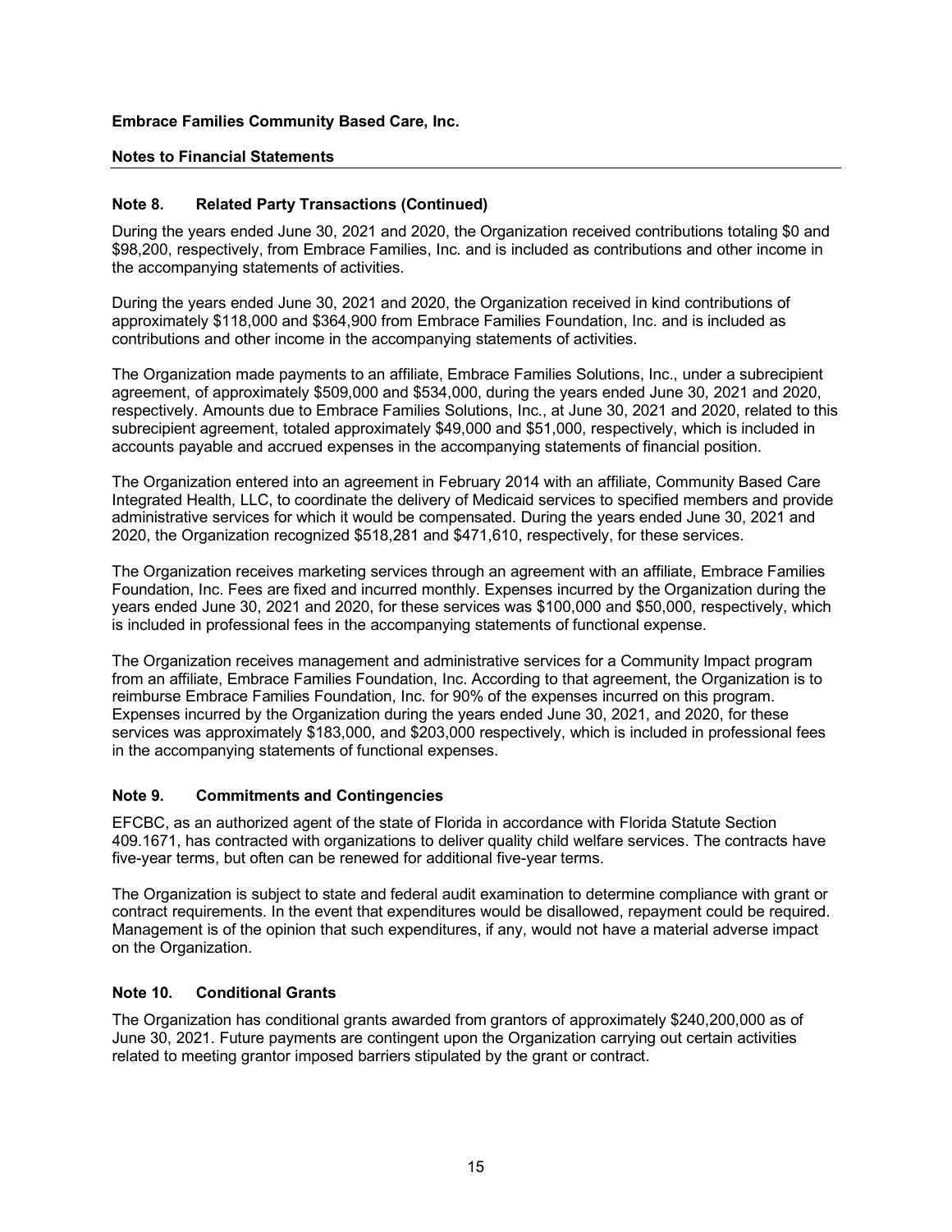**Embrace Families Community Based Care, Inc.**

**Notes to Financial Statements**

### Note 8. Related Party Transactions (Continued)

During the years ended June 30, 2021 and 2020, the Organization received contributions totaling $0 and $98,200, respectively, from Embrace Families, Inc. and is included as contributions and other income in the accompanying statements of activities.

During the years ended June 30, 2021 and 2020, the Organization received in kind contributions of approximately $118,000 and $364,900 from Embrace Families Foundation, Inc. and is included as contributions and other income in the accompanying statements of activities.

The Organization made payments to an affiliate, Embrace Families Solutions, Inc., under a subrecipient agreement, of approximately $509,000 and $534,000, during the years ended June 30, 2021 and 2020, respectively. Amounts due to Embrace Families Solutions, Inc., at June 30, 2021 and 2020, related to this subrecipient agreement, totaled approximately $49,000 and $51,000, respectively, which is included in accounts payable and accrued expenses in the accompanying statements of financial position.

The Organization entered into an agreement in February 2014 with an affiliate, Community Based Care Integrated Health, LLC, to coordinate the delivery of Medicaid services to specified members and provide administrative services for which it would be compensated. During the years ended June 30, 2021 and 2020, the Organization recognized $518,281 and $471,610, respectively, for these services.

The Organization receives marketing services through an agreement with an affiliate, Embrace Families Foundation, Inc. Fees are fixed and incurred monthly. Expenses incurred by the Organization during the years ended June 30, 2021 and 2020, for these services was $100,000 and $50,000, respectively, which is included in professional fees in the accompanying statements of functional expense.

The Organization receives management and administrative services for a Community Impact program from an affiliate, Embrace Families Foundation, Inc. According to that agreement, the Organization is to reimburse Embrace Families Foundation, Inc. for 90% of the expenses incurred on this program. Expenses incurred by the Organization during the years ended June 30, 2021, and 2020, for these services was approximately $183,000, and $203,000 respectively, which is included in professional fees in the accompanying statements of functional expenses.

### Note 9. Commitments and Contingencies

EFCBC, as an authorized agent of the state of Florida in accordance with Florida Statute Section 409.1671, has contracted with organizations to deliver quality child welfare services. The contracts have five-year terms, but often can be renewed for additional five-year terms.

The Organization is subject to state and federal audit examination to determine compliance with grant or contract requirements. In the event that expenditures would be disallowed, repayment could be required. Management is of the opinion that such expenditures, if any, would not have a material adverse impact on the Organization.

### Note 10. Conditional Grants

The Organization has conditional grants awarded from grantors of approximately $240,200,000 as of June 30, 2021. Future payments are contingent upon the Organization carrying out certain activities related to meeting grantor imposed barriers stipulated by the grant or contract.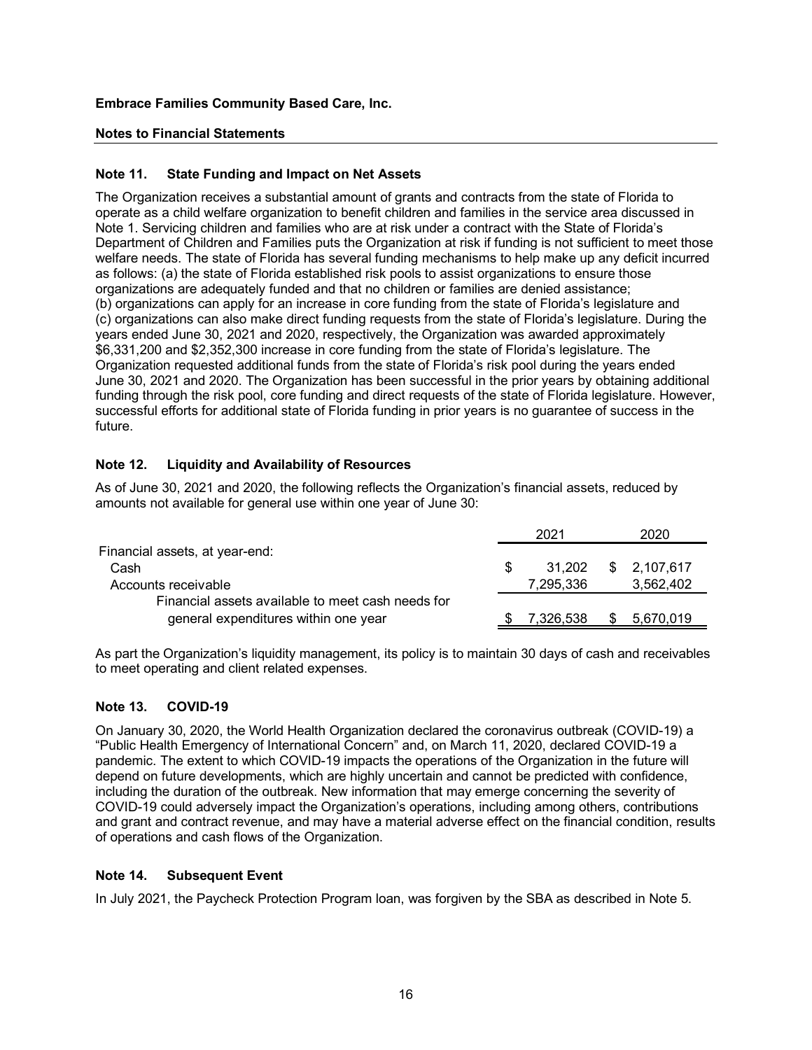**Embrace Families Community Based Care, Inc.**

**Notes to Financial Statements**

### Note 11. State Funding and Impact on Net Assets

The Organization receives a substantial amount of grants and contracts from the state of Florida to operate as a child welfare organization to benefit children and families in the service area discussed in Note 1. Servicing children and families who are at risk under a contract with the State of Florida's Department of Children and Families puts the Organization at risk if funding is not sufficient to meet those welfare needs. The state of Florida has several funding mechanisms to help make up any deficit incurred as follows: (a) the state of Florida established risk pools to assist organizations to ensure those organizations are adequately funded and that no children or families are denied assistance; (b) organizations can apply for an increase in core funding from the state of Florida's legislature and (c) organizations can also make direct funding requests from the state of Florida's legislature. During the years ended June 30, 2021 and 2020, respectively, the Organization was awarded approximately $6,331,200 and $2,352,300 increase in core funding from the state of Florida's legislature. The Organization requested additional funds from the state of Florida's risk pool during the years ended June 30, 2021 and 2020. The Organization has been successful in the prior years by obtaining additional funding through the risk pool, core funding and direct requests of the state of Florida legislature. However, successful efforts for additional state of Florida funding in prior years is no guarantee of success in the future.

### Note 12. Liquidity and Availability of Resources

As of June 30, 2021 and 2020, the following reflects the Organization's financial assets, reduced by amounts not available for general use within one year of June 30:

| | 2021 | 2020 |
|---|---|---|
| Financial assets, at year-end: | | |
| Cash | $ 31,202 | $ 2,107,617 |
| Accounts receivable | 7,295,336 | 3,562,402 |
| Financial assets available to meet cash needs for general expenditures within one year | $ 7,326,538 | $ 5,670,019 |

As part the Organization's liquidity management, its policy is to maintain 30 days of cash and receivables to meet operating and client related expenses.

### Note 13. COVID-19

On January 30, 2020, the World Health Organization declared the coronavirus outbreak (COVID-19) a "Public Health Emergency of International Concern" and, on March 11, 2020, declared COVID-19 a pandemic. The extent to which COVID-19 impacts the operations of the Organization in the future will depend on future developments, which are highly uncertain and cannot be predicted with confidence, including the duration of the outbreak. New information that may emerge concerning the severity of COVID-19 could adversely impact the Organization's operations, including among others, contributions and grant and contract revenue, and may have a material adverse effect on the financial condition, results of operations and cash flows of the Organization.

### Note 14. Subsequent Event

In July 2021, the Paycheck Protection Program loan, was forgiven by the SBA as described in Note 5.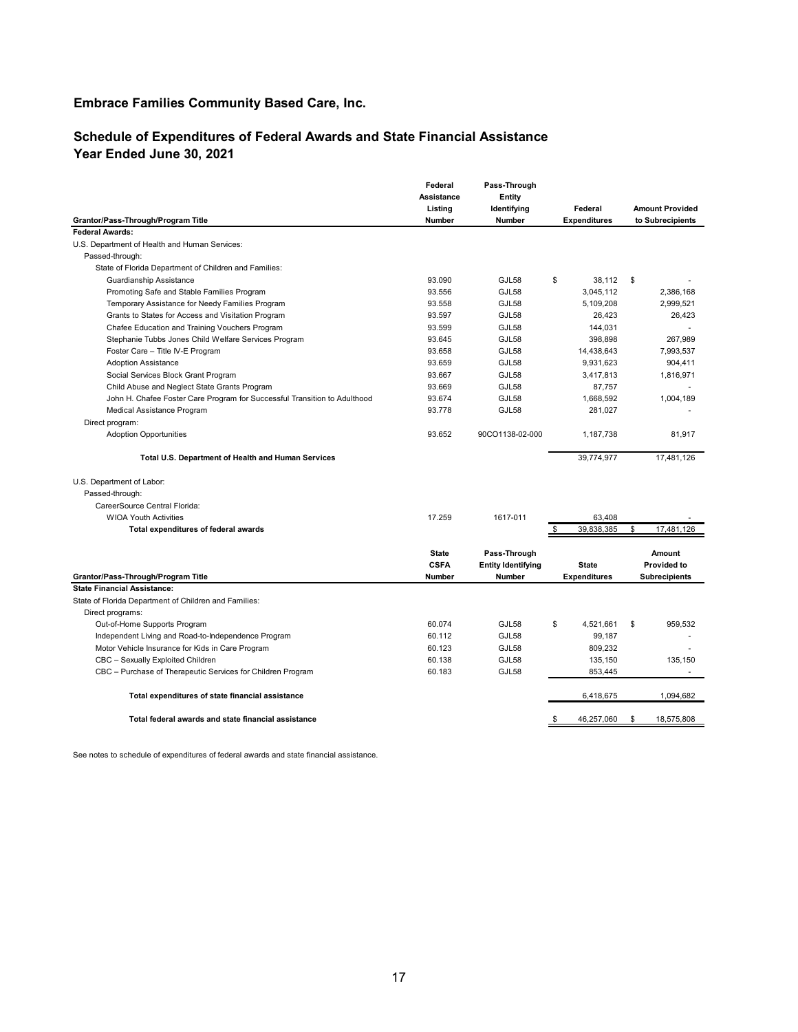## Embrace Families Community Based Care, Inc.

## Schedule of Expenditures of Federal Awards and State Financial Assistance
## Year Ended June 30, 2021

| Grantor/Pass-Through/Program Title | Federal Assistance Listing Number | Pass-Through Entity Identifying Number | Federal Expenditures | Amount Provided to Subrecipients |
|---|---|---|---|---|
| **Federal Awards:** | | | | |
| U.S. Department of Health and Human Services: | | | | |
| Passed-through: | | | | |
| State of Florida Department of Children and Families: | | | | |
| Guardianship Assistance | 93.090 | GJL58 | $ 38,112 | $ - |
| Promoting Safe and Stable Families Program | 93.556 | GJL58 | 3,045,112 | 2,386,168 |
| Temporary Assistance for Needy Families Program | 93.558 | GJL58 | 5,109,208 | 2,999,521 |
| Grants to States for Access and Visitation Program | 93.597 | GJL58 | 26,423 | 26,423 |
| Chafee Education and Training Vouchers Program | 93.599 | GJL58 | 144,031 | - |
| Stephanie Tubbs Jones Child Welfare Services Program | 93.645 | GJL58 | 398,898 | 267,989 |
| Foster Care – Title IV-E Program | 93.658 | GJL58 | 14,438,643 | 7,993,537 |
| Adoption Assistance | 93.659 | GJL58 | 9,931,623 | 904,411 |
| Social Services Block Grant Program | 93.667 | GJL58 | 3,417,813 | 1,816,971 |
| Child Abuse and Neglect State Grants Program | 93.669 | GJL58 | 87,757 | - |
| John H. Chafee Foster Care Program for Successful Transition to Adulthood | 93.674 | GJL58 | 1,668,592 | 1,004,189 |
| Medical Assistance Program | 93.778 | GJL58 | 281,027 | - |
| Direct program: | | | | |
| Adoption Opportunities | 93.652 | 90CO1138-02-000 | 1,187,738 | 81,917 |
| **Total U.S. Department of Health and Human Services** | | | 39,774,977 | 17,481,126 |
| U.S. Department of Labor: | | | | |
| Passed-through: | | | | |
| CareerSource Central Florida: | | | | |
| WIOA Youth Activities | 17.259 | 1617-011 | 63,408 | - |
| **Total expenditures of federal awards** | | | $ 39,838,385 | $ 17,481,126 |

| Grantor/Pass-Through/Program Title | State CSFA Number | Pass-Through Entity Identifying Number | State Expenditures | Amount Provided to Subrecipients |
|---|---|---|---|---|
| **State Financial Assistance:** | | | | |
| State of Florida Department of Children and Families: | | | | |
| Direct programs: | | | | |
| Out-of-Home Supports Program | 60.074 | GJL58 | $ 4,521,661 | $ 959,532 |
| Independent Living and Road-to-Independence Program | 60.112 | GJL58 | 99,187 | - |
| Motor Vehicle Insurance for Kids in Care Program | 60.123 | GJL58 | 809,232 | - |
| CBC – Sexually Exploited Children | 60.138 | GJL58 | 135,150 | 135,150 |
| CBC – Purchase of Therapeutic Services for Children Program | 60.183 | GJL58 | 853,445 | - |
| **Total expenditures of state financial assistance** | | | 6,418,675 | 1,094,682 |
| **Total federal awards and state financial assistance** | | | $ 46,257,060 | $ 18,575,808 |

See notes to schedule of expenditures of federal awards and state financial assistance.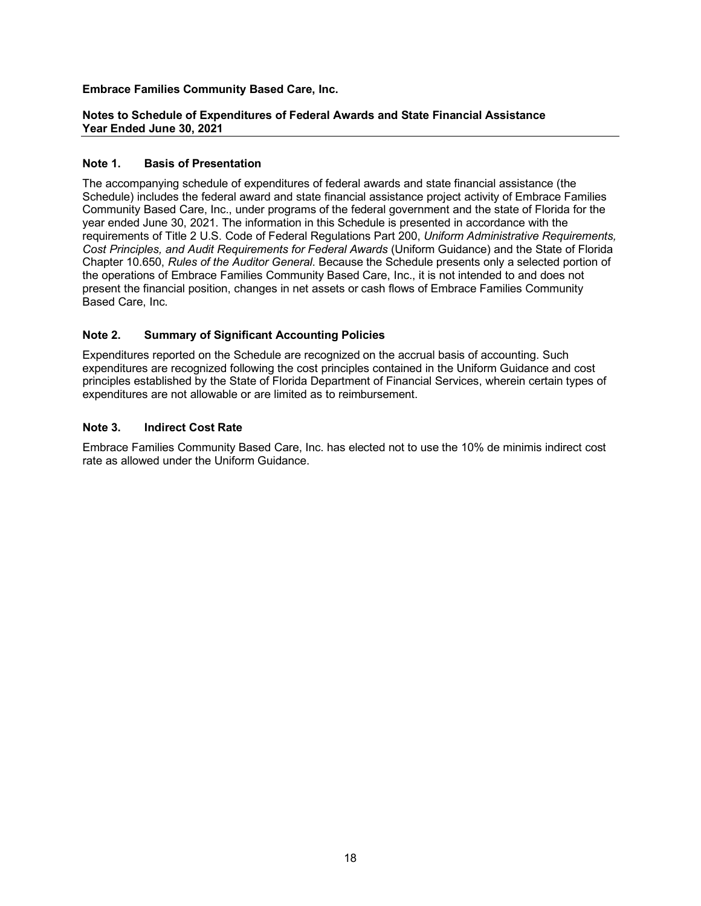**Embrace Families Community Based Care, Inc.**

**Notes to Schedule of Expenditures of Federal Awards and State Financial Assistance**
**Year Ended June 30, 2021**

### Note 1. Basis of Presentation

The accompanying schedule of expenditures of federal awards and state financial assistance (the Schedule) includes the federal award and state financial assistance project activity of Embrace Families Community Based Care, Inc., under programs of the federal government and the state of Florida for the year ended June 30, 2021. The information in this Schedule is presented in accordance with the requirements of Title 2 U.S. Code of Federal Regulations Part 200, *Uniform Administrative Requirements, Cost Principles, and Audit Requirements for Federal Awards* (Uniform Guidance) and the State of Florida Chapter 10.650, *Rules of the Auditor General*. Because the Schedule presents only a selected portion of the operations of Embrace Families Community Based Care, Inc., it is not intended to and does not present the financial position, changes in net assets or cash flows of Embrace Families Community Based Care, Inc.

### Note 2. Summary of Significant Accounting Policies

Expenditures reported on the Schedule are recognized on the accrual basis of accounting. Such expenditures are recognized following the cost principles contained in the Uniform Guidance and cost principles established by the State of Florida Department of Financial Services, wherein certain types of expenditures are not allowable or are limited as to reimbursement.

### Note 3. Indirect Cost Rate

Embrace Families Community Based Care, Inc. has elected not to use the 10% de minimis indirect cost rate as allowed under the Uniform Guidance.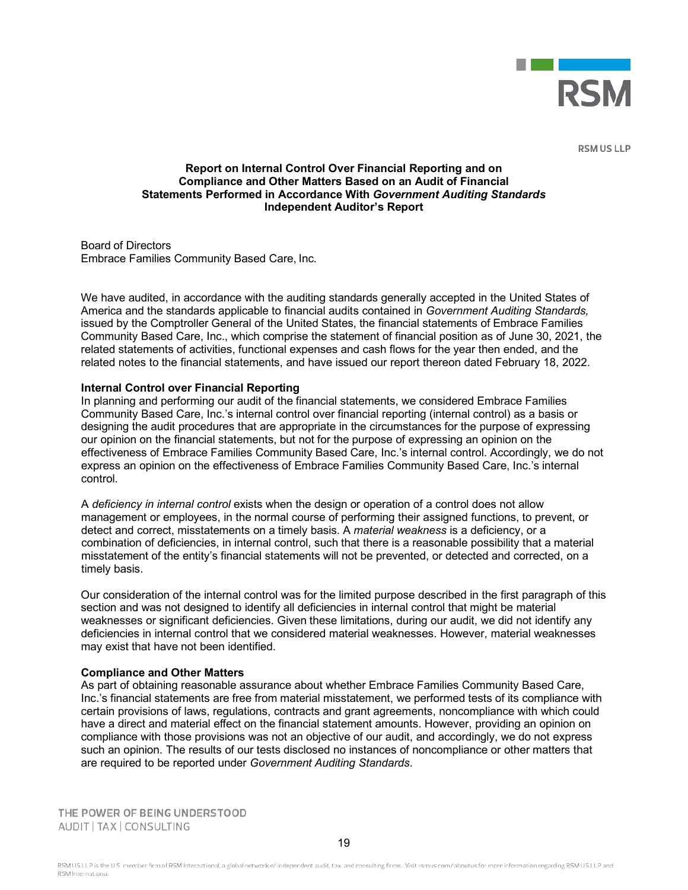RSM US LLP

**Report on Internal Control Over Financial Reporting and on Compliance and Other Matters Based on an Audit of Financial Statements Performed in Accordance With *Government Auditing Standards***
**Independent Auditor's Report**

Board of Directors
Embrace Families Community Based Care, Inc.

We have audited, in accordance with the auditing standards generally accepted in the United States of America and the standards applicable to financial audits contained in *Government Auditing Standards,* issued by the Comptroller General of the United States, the financial statements of Embrace Families Community Based Care, Inc., which comprise the statement of financial position as of June 30, 2021, the related statements of activities, functional expenses and cash flows for the year then ended, and the related notes to the financial statements, and have issued our report thereon dated February 18, 2022.

**Internal Control over Financial Reporting**

In planning and performing our audit of the financial statements, we considered Embrace Families Community Based Care, Inc.'s internal control over financial reporting (internal control) as a basis or designing the audit procedures that are appropriate in the circumstances for the purpose of expressing our opinion on the financial statements, but not for the purpose of expressing an opinion on the effectiveness of Embrace Families Community Based Care, Inc.'s internal control. Accordingly, we do not express an opinion on the effectiveness of Embrace Families Community Based Care, Inc.'s internal control.

A *deficiency in internal control* exists when the design or operation of a control does not allow management or employees, in the normal course of performing their assigned functions, to prevent, or detect and correct, misstatements on a timely basis. A *material weakness* is a deficiency, or a combination of deficiencies, in internal control, such that there is a reasonable possibility that a material misstatement of the entity's financial statements will not be prevented, or detected and corrected, on a timely basis.

Our consideration of the internal control was for the limited purpose described in the first paragraph of this section and was not designed to identify all deficiencies in internal control that might be material weaknesses or significant deficiencies. Given these limitations, during our audit, we did not identify any deficiencies in internal control that we considered material weaknesses. However, material weaknesses may exist that have not been identified.

**Compliance and Other Matters**

As part of obtaining reasonable assurance about whether Embrace Families Community Based Care, Inc.'s financial statements are free from material misstatement, we performed tests of its compliance with certain provisions of laws, regulations, contracts and grant agreements, noncompliance with which could have a direct and material effect on the financial statement amounts. However, providing an opinion on compliance with those provisions was not an objective of our audit, and accordingly, we do not express such an opinion. The results of our tests disclosed no instances of noncompliance or other matters that are required to be reported under *Government Auditing Standards*.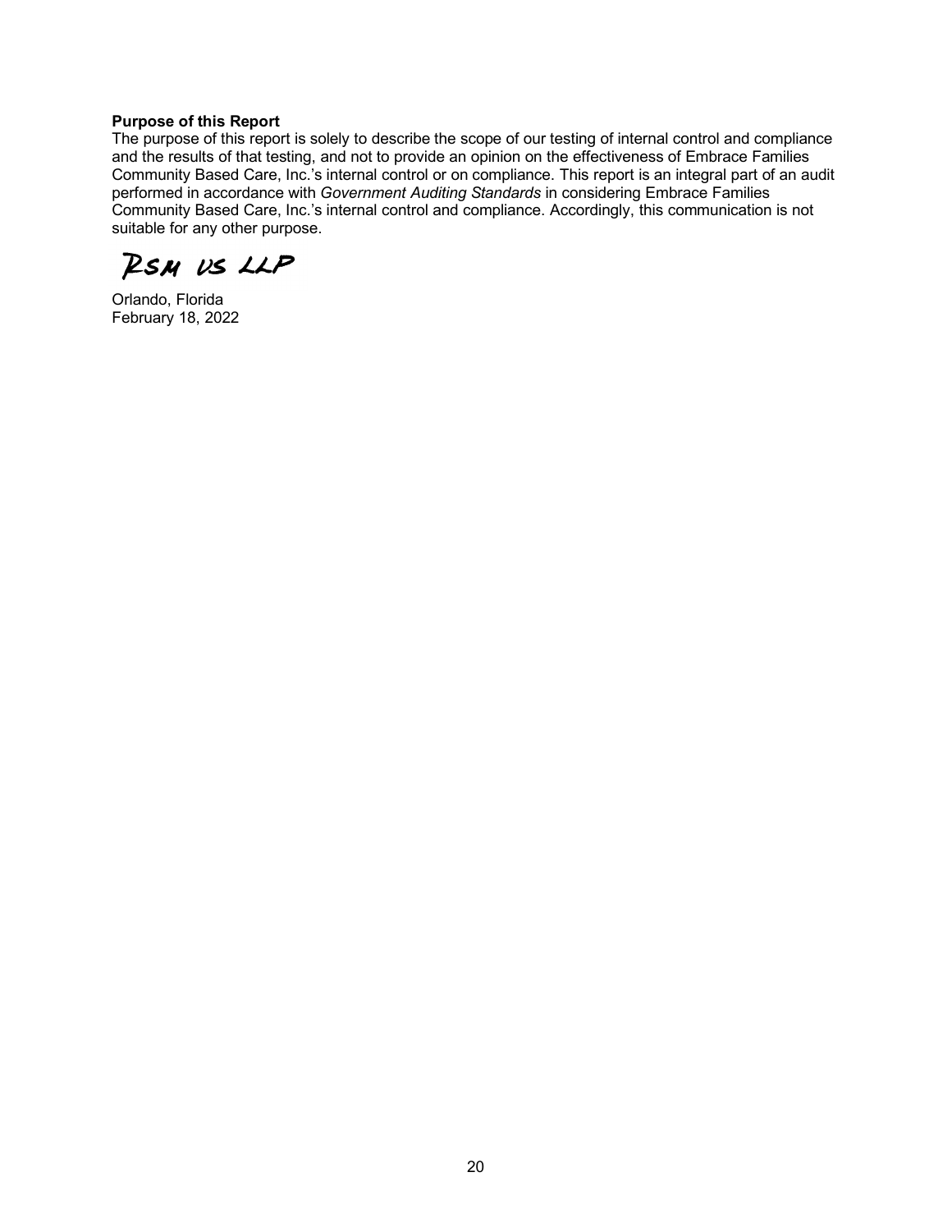**Purpose of this Report**

The purpose of this report is solely to describe the scope of our testing of internal control and compliance and the results of that testing, and not to provide an opinion on the effectiveness of Embrace Families Community Based Care, Inc.'s internal control or on compliance. This report is an integral part of an audit performed in accordance with *Government Auditing Standards* in considering Embrace Families Community Based Care, Inc.'s internal control and compliance. Accordingly, this communication is not suitable for any other purpose.

RSM US LLP

Orlando, Florida
February 18, 2022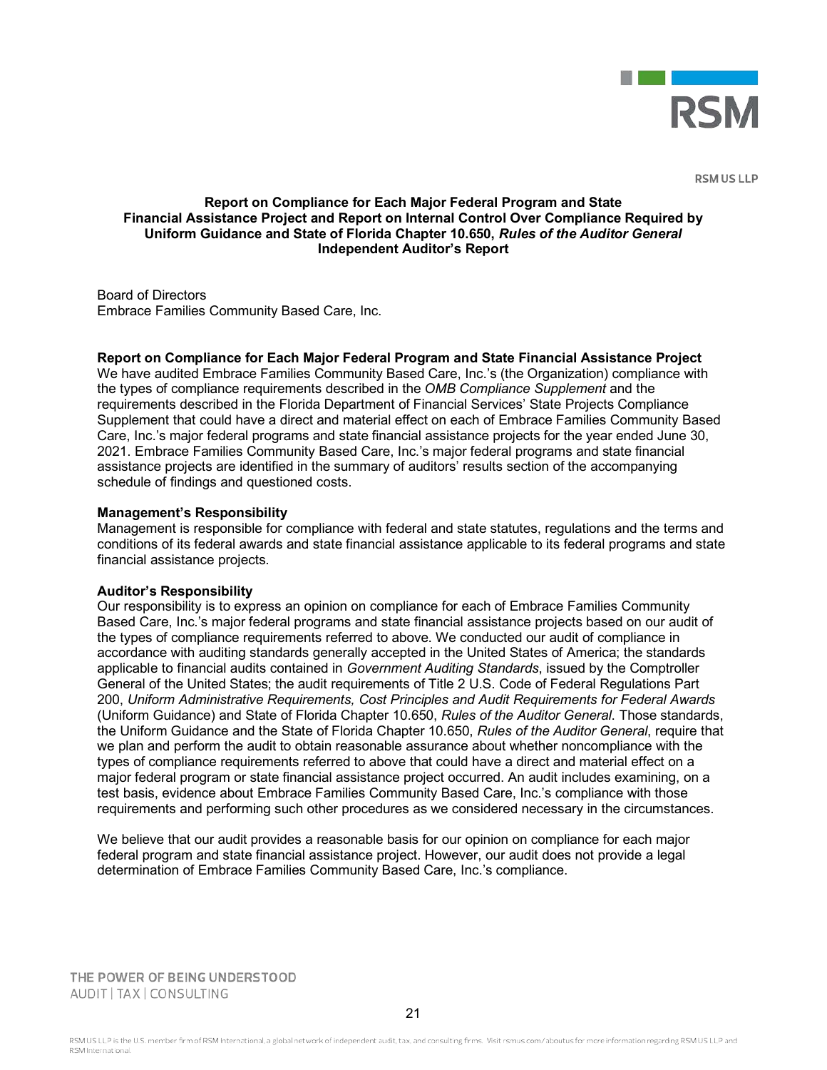**RSM US LLP**

**Report on Compliance for Each Major Federal Program and State Financial Assistance Project and Report on Internal Control Over Compliance Required by Uniform Guidance and State of Florida Chapter 10.650, *Rules of the Auditor General***
**Independent Auditor's Report**

Board of Directors
Embrace Families Community Based Care, Inc.

**Report on Compliance for Each Major Federal Program and State Financial Assistance Project**

We have audited Embrace Families Community Based Care, Inc.'s (the Organization) compliance with the types of compliance requirements described in the *OMB Compliance Supplement* and the requirements described in the Florida Department of Financial Services' State Projects Compliance Supplement that could have a direct and material effect on each of Embrace Families Community Based Care, Inc.'s major federal programs and state financial assistance projects for the year ended June 30, 2021. Embrace Families Community Based Care, Inc.'s major federal programs and state financial assistance projects are identified in the summary of auditors' results section of the accompanying schedule of findings and questioned costs.

**Management's Responsibility**

Management is responsible for compliance with federal and state statutes, regulations and the terms and conditions of its federal awards and state financial assistance applicable to its federal programs and state financial assistance projects.

**Auditor's Responsibility**

Our responsibility is to express an opinion on compliance for each of Embrace Families Community Based Care, Inc.'s major federal programs and state financial assistance projects based on our audit of the types of compliance requirements referred to above. We conducted our audit of compliance in accordance with auditing standards generally accepted in the United States of America; the standards applicable to financial audits contained in *Government Auditing Standards*, issued by the Comptroller General of the United States; the audit requirements of Title 2 U.S. Code of Federal Regulations Part 200, *Uniform Administrative Requirements, Cost Principles and Audit Requirements for Federal Awards* (Uniform Guidance) and State of Florida Chapter 10.650, *Rules of the Auditor General*. Those standards, the Uniform Guidance and the State of Florida Chapter 10.650, *Rules of the Auditor General*, require that we plan and perform the audit to obtain reasonable assurance about whether noncompliance with the types of compliance requirements referred to above that could have a direct and material effect on a major federal program or state financial assistance project occurred. An audit includes examining, on a test basis, evidence about Embrace Families Community Based Care, Inc.'s compliance with those requirements and performing such other procedures as we considered necessary in the circumstances.

We believe that our audit provides a reasonable basis for our opinion on compliance for each major federal program and state financial assistance project. However, our audit does not provide a legal determination of Embrace Families Community Based Care, Inc.'s compliance.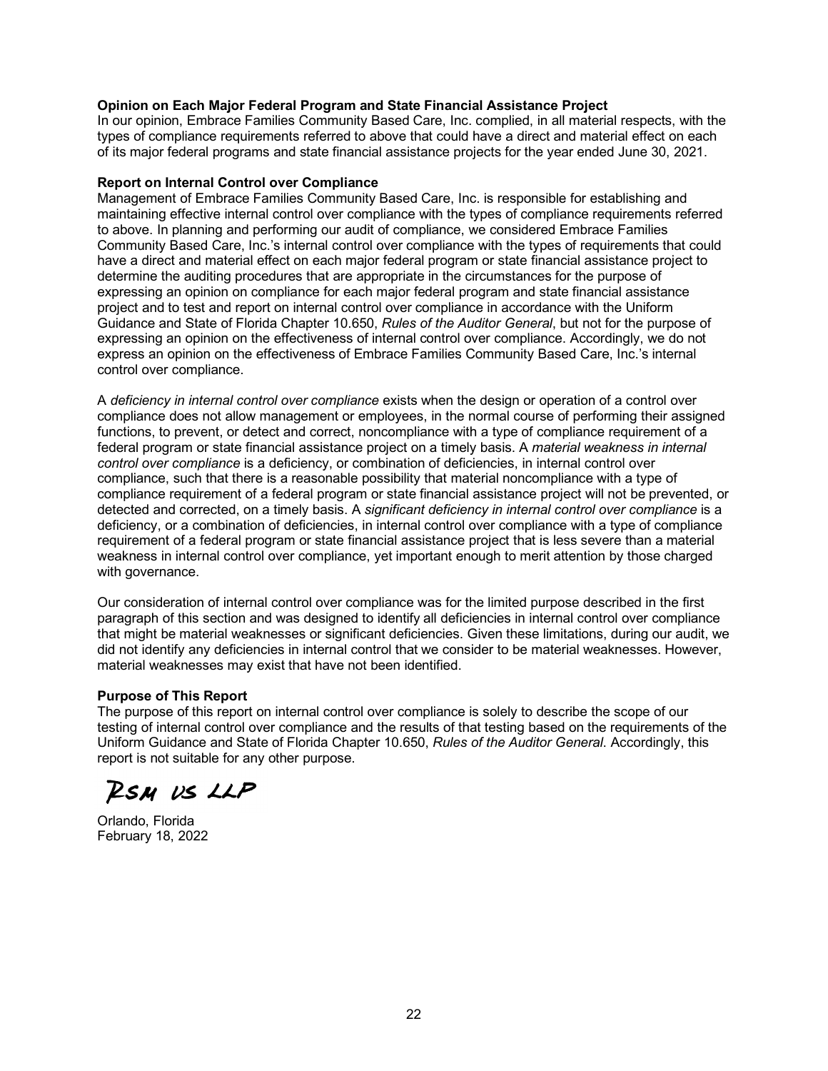**Opinion on Each Major Federal Program and State Financial Assistance Project**

In our opinion, Embrace Families Community Based Care, Inc. complied, in all material respects, with the types of compliance requirements referred to above that could have a direct and material effect on each of its major federal programs and state financial assistance projects for the year ended June 30, 2021.

**Report on Internal Control over Compliance**

Management of Embrace Families Community Based Care, Inc. is responsible for establishing and maintaining effective internal control over compliance with the types of compliance requirements referred to above. In planning and performing our audit of compliance, we considered Embrace Families Community Based Care, Inc.'s internal control over compliance with the types of requirements that could have a direct and material effect on each major federal program or state financial assistance project to determine the auditing procedures that are appropriate in the circumstances for the purpose of expressing an opinion on compliance for each major federal program and state financial assistance project and to test and report on internal control over compliance in accordance with the Uniform Guidance and State of Florida Chapter 10.650, *Rules of the Auditor General*, but not for the purpose of expressing an opinion on the effectiveness of internal control over compliance. Accordingly, we do not express an opinion on the effectiveness of Embrace Families Community Based Care, Inc.'s internal control over compliance.

A *deficiency in internal control over compliance* exists when the design or operation of a control over compliance does not allow management or employees, in the normal course of performing their assigned functions, to prevent, or detect and correct, noncompliance with a type of compliance requirement of a federal program or state financial assistance project on a timely basis. A *material weakness in internal control over compliance* is a deficiency, or combination of deficiencies, in internal control over compliance, such that there is a reasonable possibility that material noncompliance with a type of compliance requirement of a federal program or state financial assistance project will not be prevented, or detected and corrected, on a timely basis. A *significant deficiency in internal control over compliance* is a deficiency, or a combination of deficiencies, in internal control over compliance with a type of compliance requirement of a federal program or state financial assistance project that is less severe than a material weakness in internal control over compliance, yet important enough to merit attention by those charged with governance.

Our consideration of internal control over compliance was for the limited purpose described in the first paragraph of this section and was designed to identify all deficiencies in internal control over compliance that might be material weaknesses or significant deficiencies. Given these limitations, during our audit, we did not identify any deficiencies in internal control that we consider to be material weaknesses. However, material weaknesses may exist that have not been identified.

**Purpose of This Report**

The purpose of this report on internal control over compliance is solely to describe the scope of our testing of internal control over compliance and the results of that testing based on the requirements of the Uniform Guidance and State of Florida Chapter 10.650, *Rules of the Auditor General*. Accordingly, this report is not suitable for any other purpose.

RSM US LLP

Orlando, Florida
February 18, 2022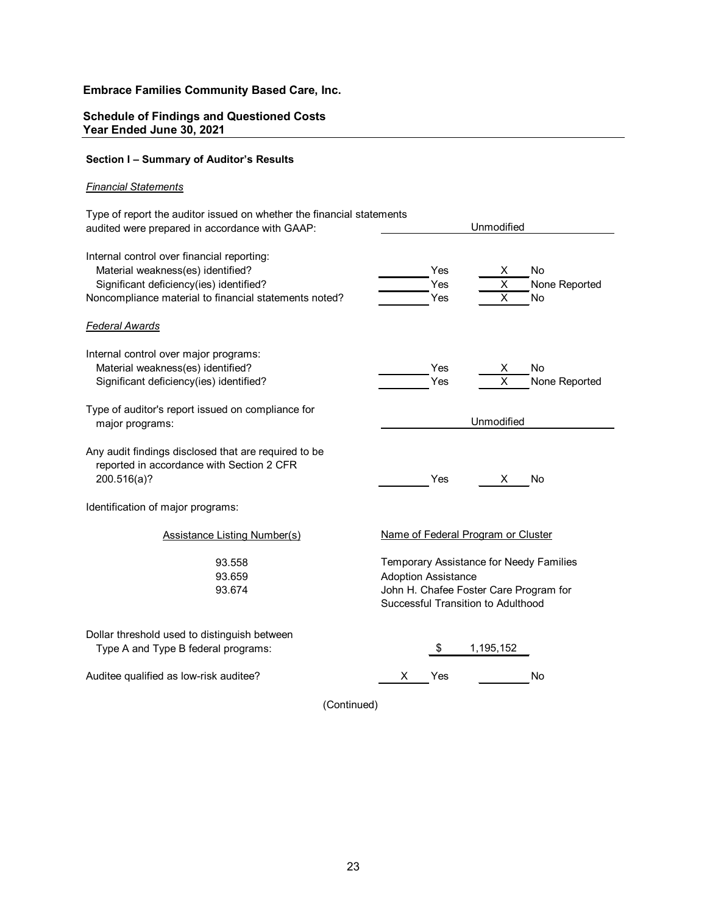**Embrace Families Community Based Care, Inc.**

**Schedule of Findings and Questioned Costs**
**Year Ended June 30, 2021**

**Section I – Summary of Auditor's Results**

*Financial Statements*

| | | |
|---|---|---|
| Type of report the auditor issued on whether the financial statements audited were prepared in accordance with GAAP: | Unmodified | |
| Internal control over financial reporting: | | |
| Material weakness(es) identified? | ______ Yes | X No |
| Significant deficiency(ies) identified? | ______ Yes | X None Reported |
| Noncompliance material to financial statements noted? | ______ Yes | X No |

*Federal Awards*

| | | |
|---|---|---|
| Internal control over major programs: | | |
| Material weakness(es) identified? | ______ Yes | X No |
| Significant deficiency(ies) identified? | ______ Yes | X None Reported |
| Type of auditor's report issued on compliance for major programs: | Unmodified | |
| Any audit findings disclosed that are required to be reported in accordance with Section 2 CFR 200.516(a)? | ______ Yes | X No |

Identification of major programs:

| Assistance Listing Number(s) | Name of Federal Program or Cluster |
|---|---|
| 93.558 | Temporary Assistance for Needy Families |
| 93.659 | Adoption Assistance |
| 93.674 | John H. Chafee Foster Care Program for Successful Transition to Adulthood |

| | | |
|---|---|---|
| Dollar threshold used to distinguish between Type A and Type B federal programs: | $ 1,195,152 | |
| Auditee qualified as low-risk auditee? | X Yes | ______ No |

(Continued)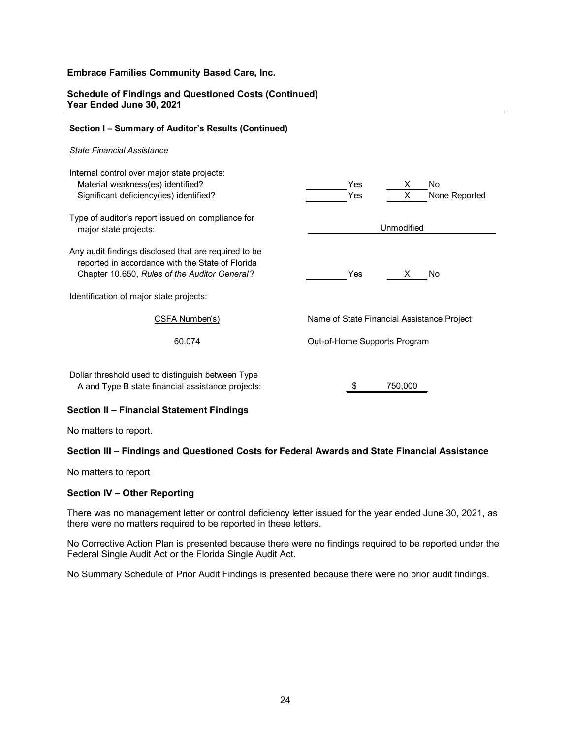**Embrace Families Community Based Care, Inc.**

**Schedule of Findings and Questioned Costs (Continued)**
**Year Ended June 30, 2021**

**Section I – Summary of Auditor's Results (Continued)**

*State Financial Assistance*

| | | |
|---|---|---|
| Internal control over major state projects: | | |
| Material weakness(es) identified? | _____ Yes | X No |
| Significant deficiency(ies) identified? | _____ Yes | X None Reported |
| Type of auditor's report issued on compliance for major state projects: | Unmodified | |
| Any audit findings disclosed that are required to be reported in accordance with the State of Florida Chapter 10.650, *Rules of the Auditor General*? | _____ Yes | X No |

Identification of major state projects:

| CSFA Number(s) | Name of State Financial Assistance Project |
|---|---|
| 60.074 | Out-of-Home Supports Program |

Dollar threshold used to distinguish between Type A and Type B state financial assistance projects: $ 750,000

**Section II – Financial Statement Findings**

No matters to report.

**Section III – Findings and Questioned Costs for Federal Awards and State Financial Assistance**

No matters to report

**Section IV – Other Reporting**

There was no management letter or control deficiency letter issued for the year ended June 30, 2021, as there were no matters required to be reported in these letters.

No Corrective Action Plan is presented because there were no findings required to be reported under the Federal Single Audit Act or the Florida Single Audit Act.

No Summary Schedule of Prior Audit Findings is presented because there were no prior audit findings.